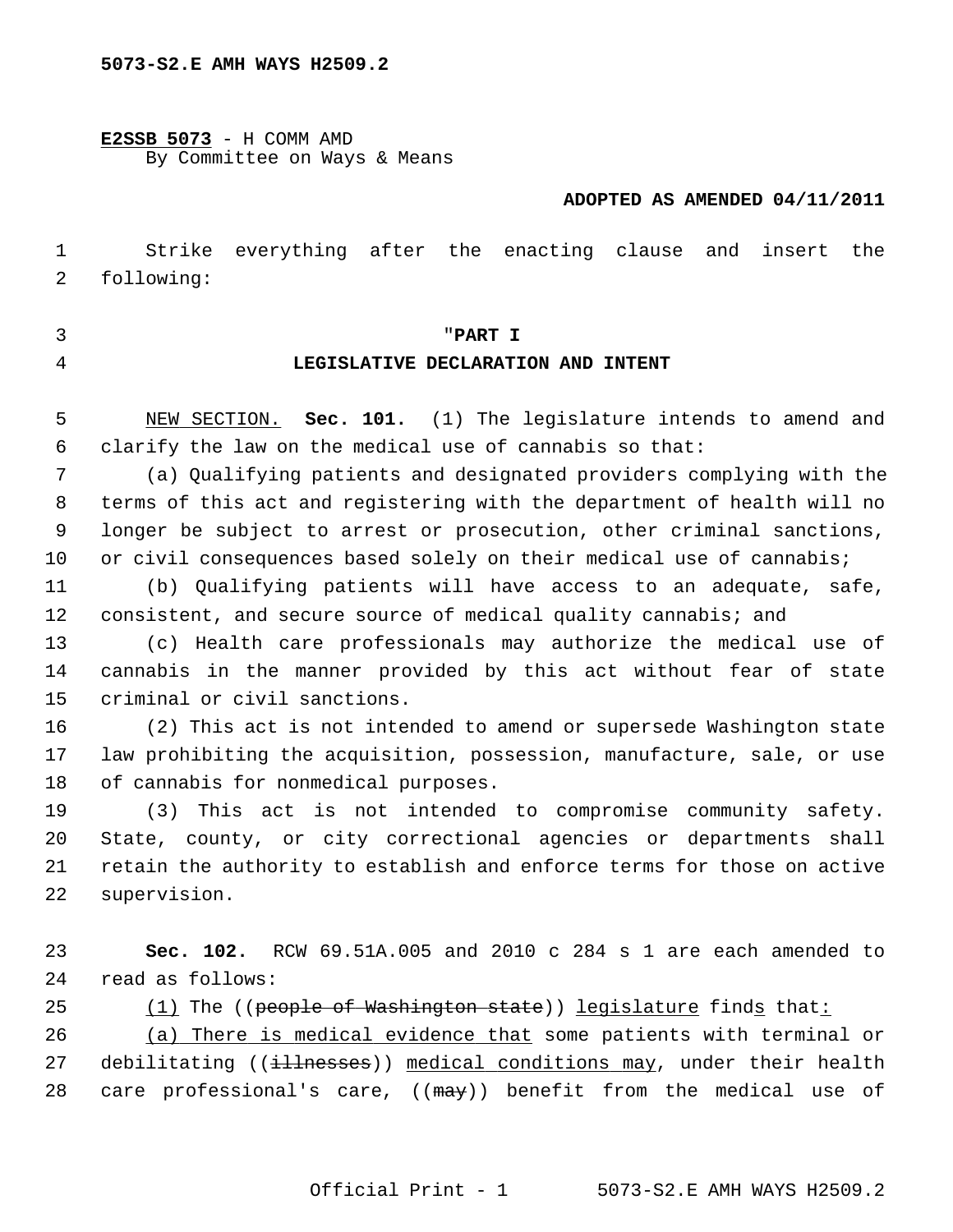5073-S2.E AMH WAYS H2509.2

E2SSB 5073 - H COMM AMD
By Committee on Ways & Means

**ADOPTED AS AMENDED 04/11/2011**

Strike everything after the enacting clause and insert the following:

"**PART I**

**LEGISLATIVE DECLARATION AND INTENT**

NEW SECTION. **Sec. 101.** (1) The legislature intends to amend and clarify the law on the medical use of cannabis so that:

(a) Qualifying patients and designated providers complying with the terms of this act and registering with the department of health will no longer be subject to arrest or prosecution, other criminal sanctions, or civil consequences based solely on their medical use of cannabis;

(b) Qualifying patients will have access to an adequate, safe, consistent, and secure source of medical quality cannabis; and

(c) Health care professionals may authorize the medical use of cannabis in the manner provided by this act without fear of state criminal or civil sanctions.

(2) This act is not intended to amend or supersede Washington state law prohibiting the acquisition, possession, manufacture, sale, or use of cannabis for nonmedical purposes.

(3) This act is not intended to compromise community safety. State, county, or city correctional agencies or departments shall retain the authority to establish and enforce terms for those on active supervision.

**Sec. 102.** RCW 69.51A.005 and 2010 c 284 s 1 are each amended to read as follows:

(1) The ((~~people of Washington state~~)) legislature finds that:

(a) There is medical evidence that some patients with terminal or debilitating ((~~illnesses~~)) medical conditions may, under their health care professional's care, ((~~may~~)) benefit from the medical use of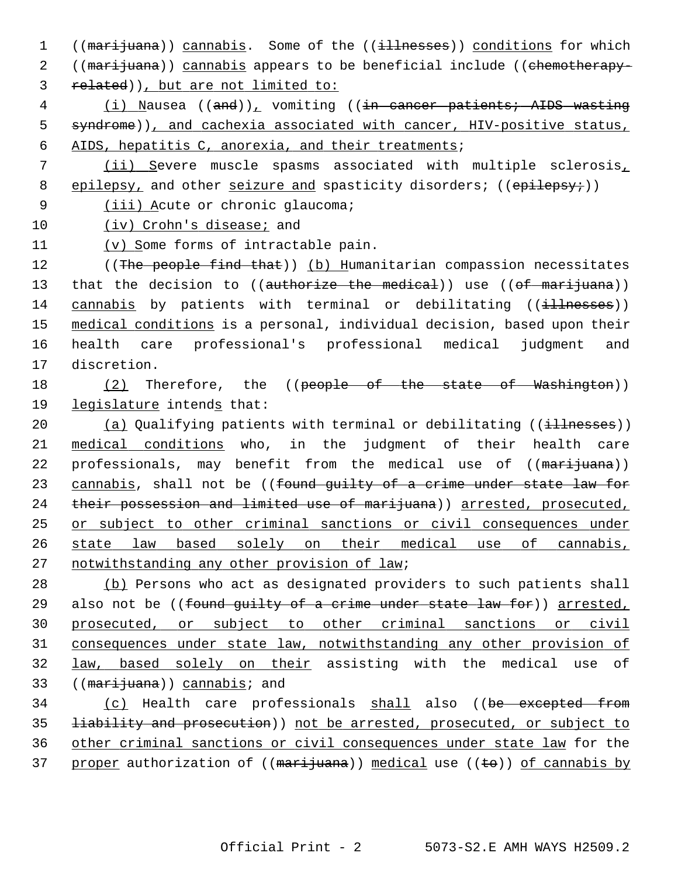((~~marijuana~~)) <u>cannabis</u>. Some of the ((~~illnesses~~)) <u>conditions</u> for which ((~~marijuana~~)) <u>cannabis</u> appears to be beneficial include ((~~chemotherapy-related~~))<u>, but are not limited to:</u>

<u>(i) N</u>ausea ((~~and~~))<u>,</u> vomiting ((~~in cancer patients; AIDS wasting syndrome~~))<u>, and cachexia associated with cancer, HIV-positive status, AIDS, hepatitis C, anorexia, and their treatments</u>;

<u>(ii) S</u>evere muscle spasms associated with multiple sclerosis<u>, epilepsy,</u> and other <u>seizure and</u> spasticity disorders; ((~~epilepsy;~~))

<u>(iii) A</u>cute or chronic glaucoma;

<u>(iv) Crohn's disease;</u> and

<u>(v) S</u>ome forms of intractable pain.

((~~The people find that~~)) <u>(b) H</u>umanitarian compassion necessitates that the decision to ((~~authorize the medical~~)) use ((~~of marijuana~~)) <u>cannabis</u> by patients with terminal or debilitating ((~~illnesses~~)) <u>medical conditions</u> is a personal, individual decision, based upon their health care professional's professional medical judgment and discretion.

<u>(2)</u> Therefore, the ((~~people of the state of Washington~~)) <u>legislature</u> intend<u>s</u> that:

<u>(a)</u> Qualifying patients with terminal or debilitating ((~~illnesses~~)) <u>medical conditions</u> who, in the judgment of their health care professionals, may benefit from the medical use of ((~~marijuana~~)) <u>cannabis</u>, shall not be ((~~found guilty of a crime under state law for their possession and limited use of marijuana~~)) <u>arrested, prosecuted, or subject to other criminal sanctions or civil consequences under state law based solely on their medical use of cannabis, notwithstanding any other provision of law</u>;

<u>(b)</u> Persons who act as designated providers to such patients shall also not be ((~~found guilty of a crime under state law for~~)) <u>arrested, prosecuted, or subject to other criminal sanctions or civil consequences under state law, notwithstanding any other provision of law, based solely on their</u> assisting with the medical use of ((~~marijuana~~)) <u>cannabis</u>; and

<u>(c)</u> Health care professionals <u>shall</u> also ((~~be excepted from liability and prosecution~~)) <u>not be arrested, prosecuted, or subject to other criminal sanctions or civil consequences under state law</u> for the <u>proper</u> authorization of ((~~marijuana~~)) <u>medical</u> use ((~~to~~)) <u>of cannabis by</u>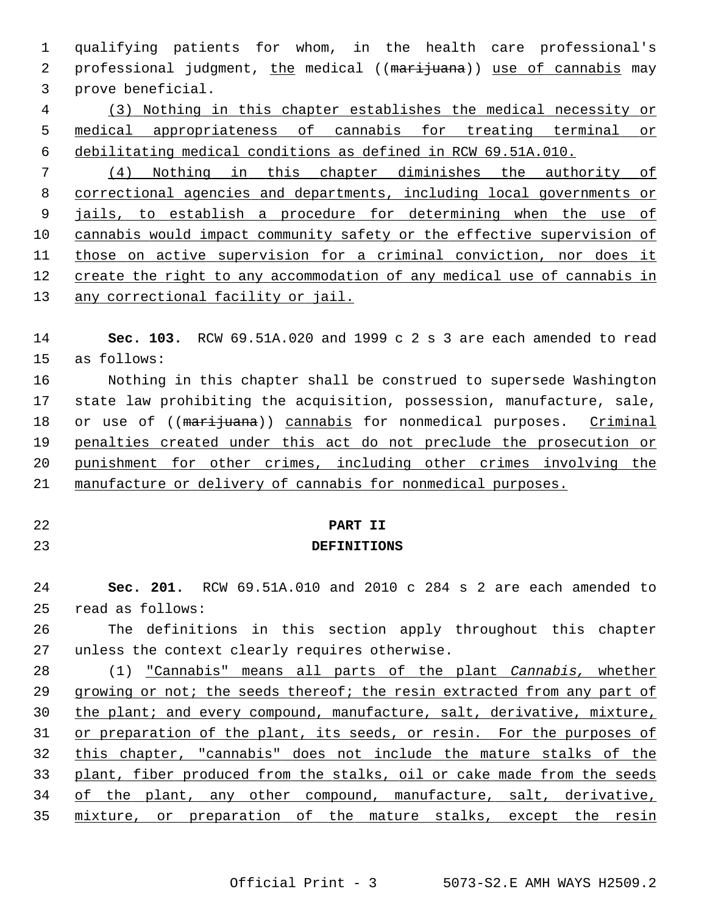qualifying patients for whom, in the health care professional's professional judgment, the medical ((~~marijuana~~)) use of cannabis may prove beneficial.

(3) Nothing in this chapter establishes the medical necessity or medical appropriateness of cannabis for treating terminal or debilitating medical conditions as defined in RCW 69.51A.010.

(4) Nothing in this chapter diminishes the authority of correctional agencies and departments, including local governments or jails, to establish a procedure for determining when the use of cannabis would impact community safety or the effective supervision of those on active supervision for a criminal conviction, nor does it create the right to any accommodation of any medical use of cannabis in any correctional facility or jail.

**Sec. 103.** RCW 69.51A.020 and 1999 c 2 s 3 are each amended to read as follows:

Nothing in this chapter shall be construed to supersede Washington state law prohibiting the acquisition, possession, manufacture, sale, or use of ((~~marijuana~~)) cannabis for nonmedical purposes. Criminal penalties created under this act do not preclude the prosecution or punishment for other crimes, including other crimes involving the manufacture or delivery of cannabis for nonmedical purposes.

## PART II
## DEFINITIONS

**Sec. 201.** RCW 69.51A.010 and 2010 c 284 s 2 are each amended to read as follows:

The definitions in this section apply throughout this chapter unless the context clearly requires otherwise.

(1) "Cannabis" means all parts of the plant *Cannabis,* whether growing or not; the seeds thereof; the resin extracted from any part of the plant; and every compound, manufacture, salt, derivative, mixture, or preparation of the plant, its seeds, or resin. For the purposes of this chapter, "cannabis" does not include the mature stalks of the plant, fiber produced from the stalks, oil or cake made from the seeds of the plant, any other compound, manufacture, salt, derivative, mixture, or preparation of the mature stalks, except the resin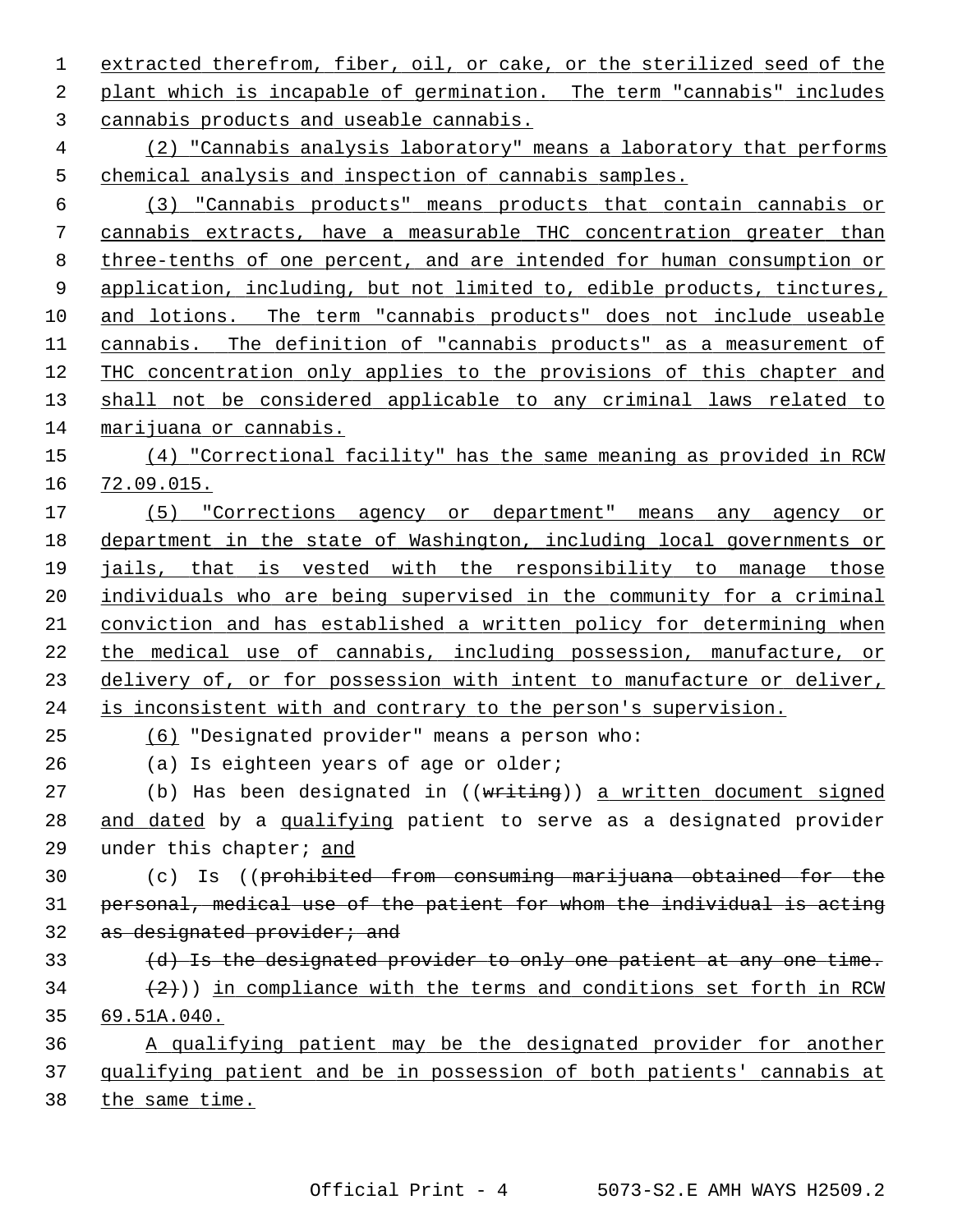extracted therefrom, fiber, oil, or cake, or the sterilized seed of the plant which is incapable of germination. The term "cannabis" includes cannabis products and useable cannabis.

(2) "Cannabis analysis laboratory" means a laboratory that performs chemical analysis and inspection of cannabis samples.

(3) "Cannabis products" means products that contain cannabis or cannabis extracts, have a measurable THC concentration greater than three-tenths of one percent, and are intended for human consumption or application, including, but not limited to, edible products, tinctures, and lotions. The term "cannabis products" does not include useable cannabis. The definition of "cannabis products" as a measurement of THC concentration only applies to the provisions of this chapter and shall not be considered applicable to any criminal laws related to marijuana or cannabis.

(4) "Correctional facility" has the same meaning as provided in RCW 72.09.015.

(5) "Corrections agency or department" means any agency or department in the state of Washington, including local governments or jails, that is vested with the responsibility to manage those individuals who are being supervised in the community for a criminal conviction and has established a written policy for determining when the medical use of cannabis, including possession, manufacture, or delivery of, or for possession with intent to manufacture or deliver, is inconsistent with and contrary to the person's supervision.

(6) "Designated provider" means a person who:

(a) Is eighteen years of age or older;

(b) Has been designated in ((~~writing~~)) a written document signed and dated by a qualifying patient to serve as a designated provider under this chapter; and

(c) Is ((~~prohibited from consuming marijuana obtained for the personal, medical use of the patient for whom the individual is acting as designated provider; and~~

~~(d) Is the designated provider to only one patient at any one time.~~

~~(2)~~)) in compliance with the terms and conditions set forth in RCW 69.51A.040.

A qualifying patient may be the designated provider for another qualifying patient and be in possession of both patients' cannabis at the same time.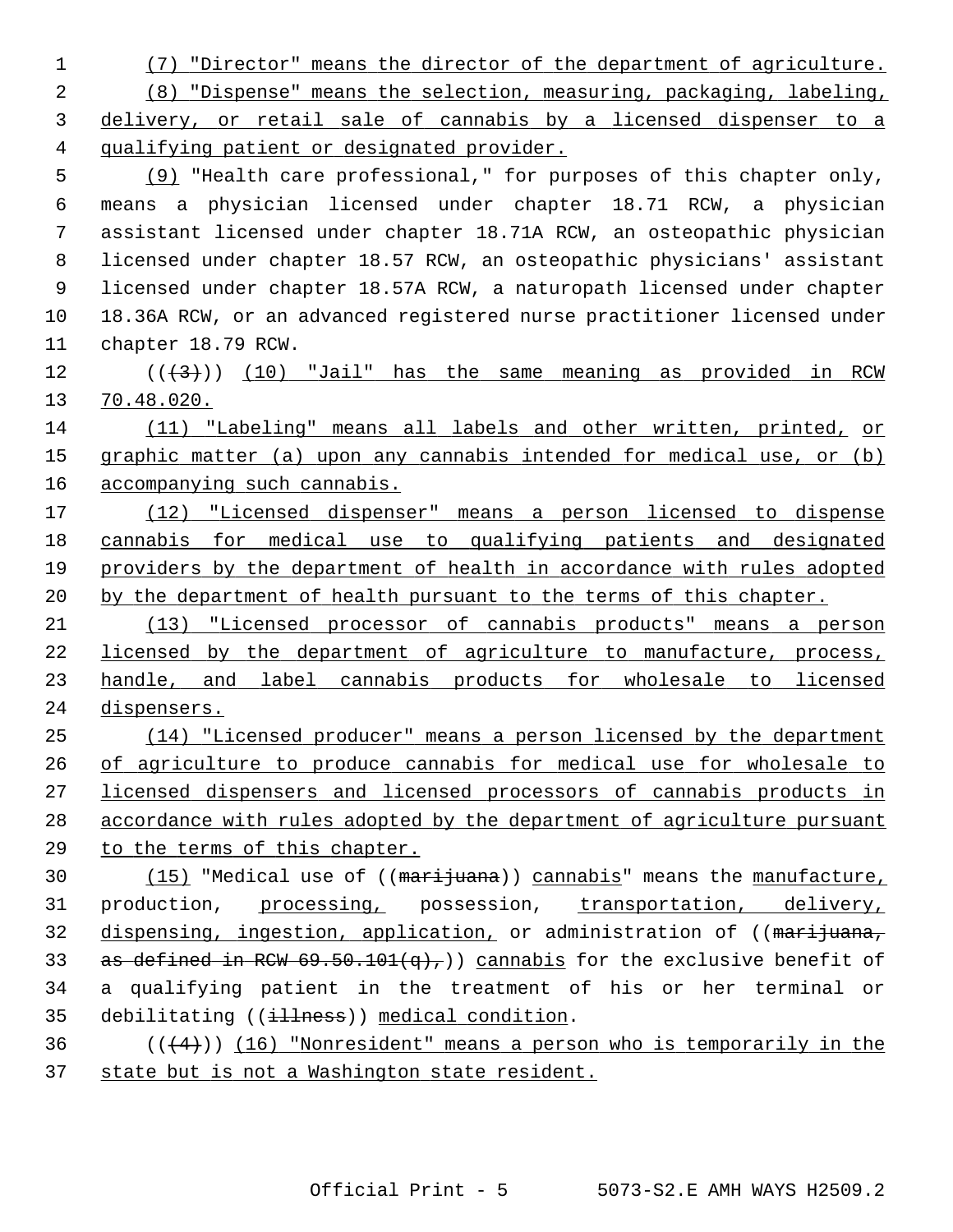(7) "Director" means the director of the department of agriculture.

(8) "Dispense" means the selection, measuring, packaging, labeling, delivery, or retail sale of cannabis by a licensed dispenser to a qualifying patient or designated provider.

(9) "Health care professional," for purposes of this chapter only, means a physician licensed under chapter 18.71 RCW, a physician assistant licensed under chapter 18.71A RCW, an osteopathic physician licensed under chapter 18.57 RCW, an osteopathic physicians' assistant licensed under chapter 18.57A RCW, a naturopath licensed under chapter 18.36A RCW, or an advanced registered nurse practitioner licensed under chapter 18.79 RCW.

~~((3))~~ (10) "Jail" has the same meaning as provided in RCW 70.48.020.

(11) "Labeling" means all labels and other written, printed, or graphic matter (a) upon any cannabis intended for medical use, or (b) accompanying such cannabis.

(12) "Licensed dispenser" means a person licensed to dispense cannabis for medical use to qualifying patients and designated providers by the department of health in accordance with rules adopted by the department of health pursuant to the terms of this chapter.

(13) "Licensed processor of cannabis products" means a person licensed by the department of agriculture to manufacture, process, handle, and label cannabis products for wholesale to licensed dispensers.

(14) "Licensed producer" means a person licensed by the department of agriculture to produce cannabis for medical use for wholesale to licensed dispensers and licensed processors of cannabis products in accordance with rules adopted by the department of agriculture pursuant to the terms of this chapter.

(15) "Medical use of ((~~marijuana~~)) cannabis" means the manufacture, production, processing, possession, transportation, delivery, dispensing, ingestion, application, or administration of ((~~marijuana, as defined in RCW 69.50.101(q),~~)) cannabis for the exclusive benefit of a qualifying patient in the treatment of his or her terminal or debilitating ((~~illness~~)) medical condition.

((~~(4)~~)) (16) "Nonresident" means a person who is temporarily in the state but is not a Washington state resident.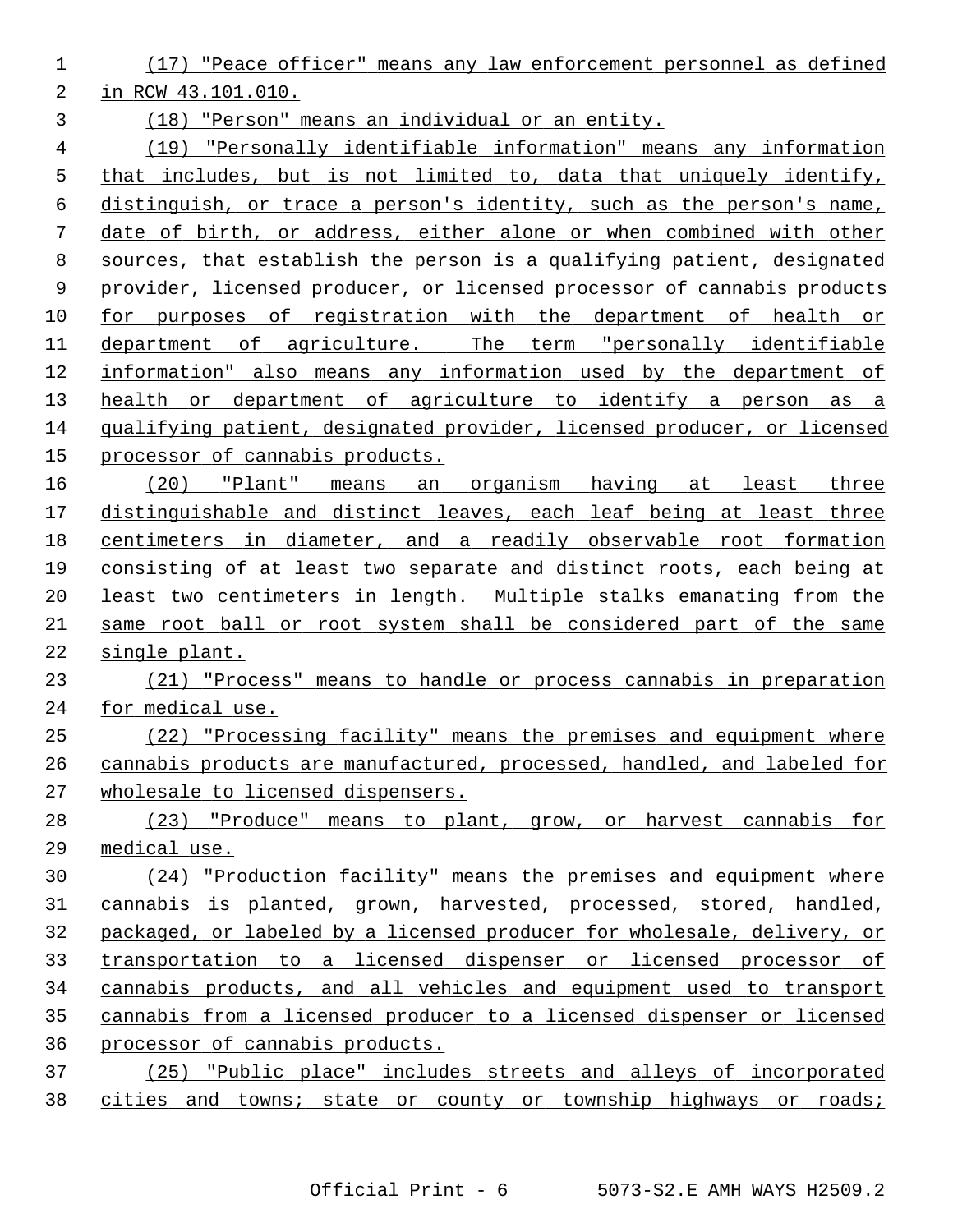(17) "Peace officer" means any law enforcement personnel as defined in RCW 43.101.010.

(18) "Person" means an individual or an entity.

(19) "Personally identifiable information" means any information that includes, but is not limited to, data that uniquely identify, distinguish, or trace a person's identity, such as the person's name, date of birth, or address, either alone or when combined with other sources, that establish the person is a qualifying patient, designated provider, licensed producer, or licensed processor of cannabis products for purposes of registration with the department of health or department of agriculture. The term "personally identifiable information" also means any information used by the department of health or department of agriculture to identify a person as a qualifying patient, designated provider, licensed producer, or licensed processor of cannabis products.

(20) "Plant" means an organism having at least three distinguishable and distinct leaves, each leaf being at least three centimeters in diameter, and a readily observable root formation consisting of at least two separate and distinct roots, each being at least two centimeters in length. Multiple stalks emanating from the same root ball or root system shall be considered part of the same single plant.

(21) "Process" means to handle or process cannabis in preparation for medical use.

(22) "Processing facility" means the premises and equipment where cannabis products are manufactured, processed, handled, and labeled for wholesale to licensed dispensers.

(23) "Produce" means to plant, grow, or harvest cannabis for medical use.

(24) "Production facility" means the premises and equipment where cannabis is planted, grown, harvested, processed, stored, handled, packaged, or labeled by a licensed producer for wholesale, delivery, or transportation to a licensed dispenser or licensed processor of cannabis products, and all vehicles and equipment used to transport cannabis from a licensed producer to a licensed dispenser or licensed processor of cannabis products.

(25) "Public place" includes streets and alleys of incorporated cities and towns; state or county or township highways or roads;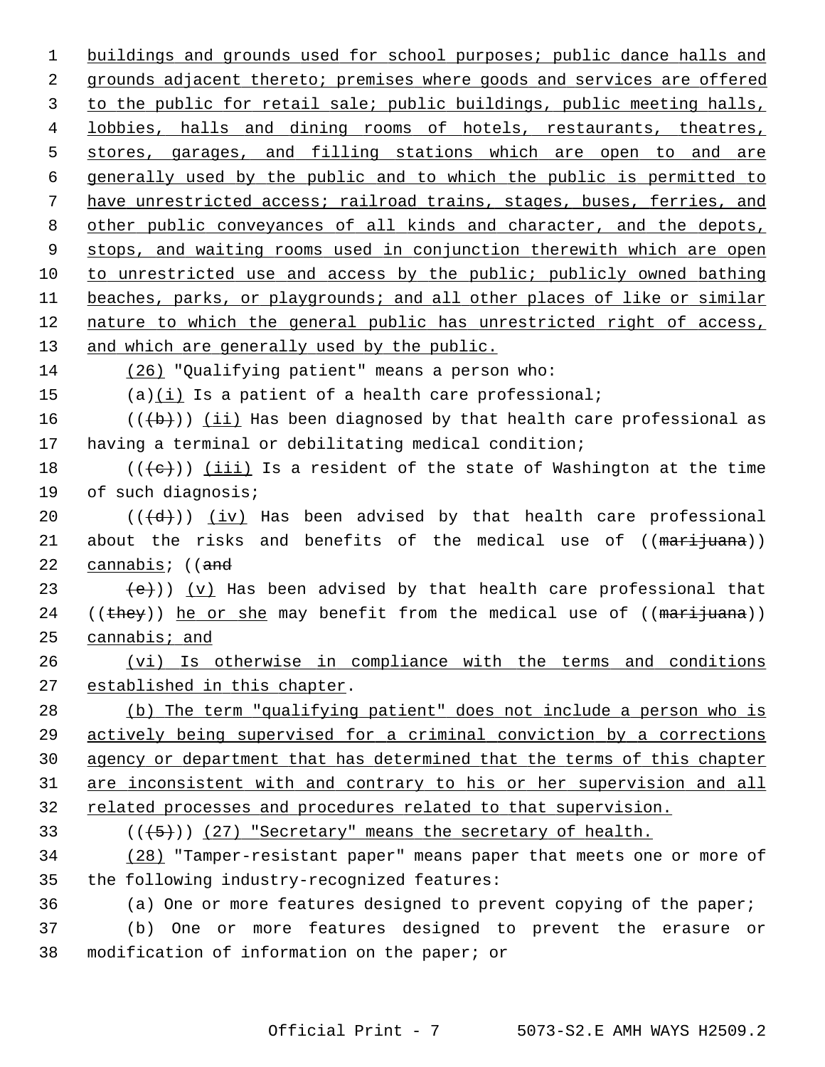buildings and grounds used for school purposes; public dance halls and grounds adjacent thereto; premises where goods and services are offered to the public for retail sale; public buildings, public meeting halls, lobbies, halls and dining rooms of hotels, restaurants, theatres, stores, garages, and filling stations which are open to and are generally used by the public and to which the public is permitted to have unrestricted access; railroad trains, stages, buses, ferries, and other public conveyances of all kinds and character, and the depots, stops, and waiting rooms used in conjunction therewith which are open to unrestricted use and access by the public; publicly owned bathing beaches, parks, or playgrounds; and all other places of like or similar nature to which the general public has unrestricted right of access, and which are generally used by the public.

(26) "Qualifying patient" means a person who:

(a)(i) Is a patient of a health care professional;

(((b))) (ii) Has been diagnosed by that health care professional as having a terminal or debilitating medical condition;

(((c))) (iii) Is a resident of the state of Washington at the time of such diagnosis;

(((d))) (iv) Has been advised by that health care professional about the risks and benefits of the medical use of ((marijuana)) cannabis; ((and

(e))) (v) Has been advised by that health care professional that ((they)) he or she may benefit from the medical use of ((marijuana)) cannabis; and

(vi) Is otherwise in compliance with the terms and conditions established in this chapter.

(b) The term "qualifying patient" does not include a person who is actively being supervised for a criminal conviction by a corrections agency or department that has determined that the terms of this chapter are inconsistent with and contrary to his or her supervision and all related processes and procedures related to that supervision.

(((5))) (27) "Secretary" means the secretary of health.

(28) "Tamper-resistant paper" means paper that meets one or more of the following industry-recognized features:

(a) One or more features designed to prevent copying of the paper;

(b) One or more features designed to prevent the erasure or modification of information on the paper; or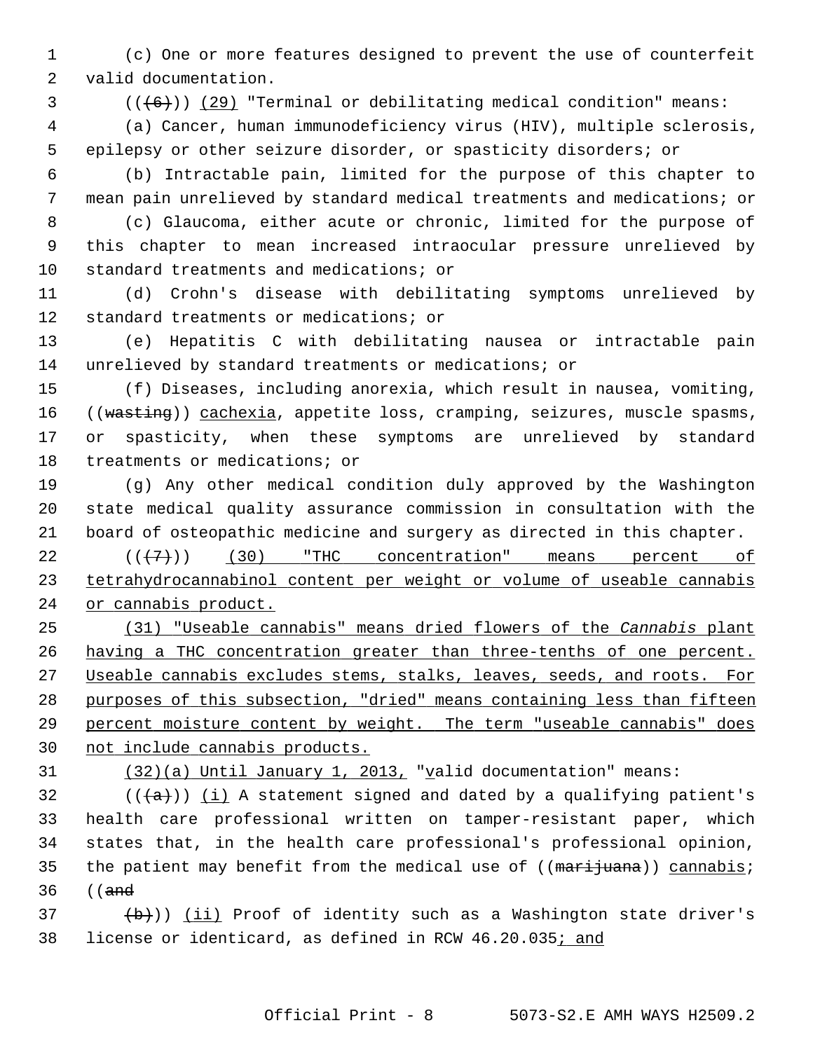(c) One or more features designed to prevent the use of counterfeit valid documentation.

((~~(6)~~)) <u>(29)</u> "Terminal or debilitating medical condition" means:

(a) Cancer, human immunodeficiency virus (HIV), multiple sclerosis, epilepsy or other seizure disorder, or spasticity disorders; or

(b) Intractable pain, limited for the purpose of this chapter to mean pain unrelieved by standard medical treatments and medications; or

(c) Glaucoma, either acute or chronic, limited for the purpose of this chapter to mean increased intraocular pressure unrelieved by standard treatments and medications; or

(d) Crohn's disease with debilitating symptoms unrelieved by standard treatments or medications; or

(e) Hepatitis C with debilitating nausea or intractable pain unrelieved by standard treatments or medications; or

(f) Diseases, including anorexia, which result in nausea, vomiting, ((~~wasting~~)) <u>cachexia</u>, appetite loss, cramping, seizures, muscle spasms, or spasticity, when these symptoms are unrelieved by standard treatments or medications; or

(g) Any other medical condition duly approved by the Washington state medical quality assurance commission in consultation with the board of osteopathic medicine and surgery as directed in this chapter.

((~~(7)~~)) <u>(30) "THC concentration" means percent of tetrahydrocannabinol content per weight or volume of useable cannabis or cannabis product.</u>

<u>(31) "Useable cannabis" means dried flowers of the *Cannabis* plant having a THC concentration greater than three-tenths of one percent. Useable cannabis excludes stems, stalks, leaves, seeds, and roots. For purposes of this subsection, "dried" means containing less than fifteen percent moisture content by weight. The term "useable cannabis" does not include cannabis products.</u>

<u>(32)(a) Until January 1, 2013,</u> "<u>v</u>alid documentation" means:

((~~(a)~~)) <u>(i)</u> A statement signed and dated by a qualifying patient's health care professional written on tamper-resistant paper, which states that, in the health care professional's professional opinion, the patient may benefit from the medical use of ((~~marijuana~~)) <u>cannabis</u>; ((~~and~~

~~(b)~~)) <u>(ii)</u> Proof of identity such as a Washington state driver's license or identicard, as defined in RCW 46.20.035<u>; and</u>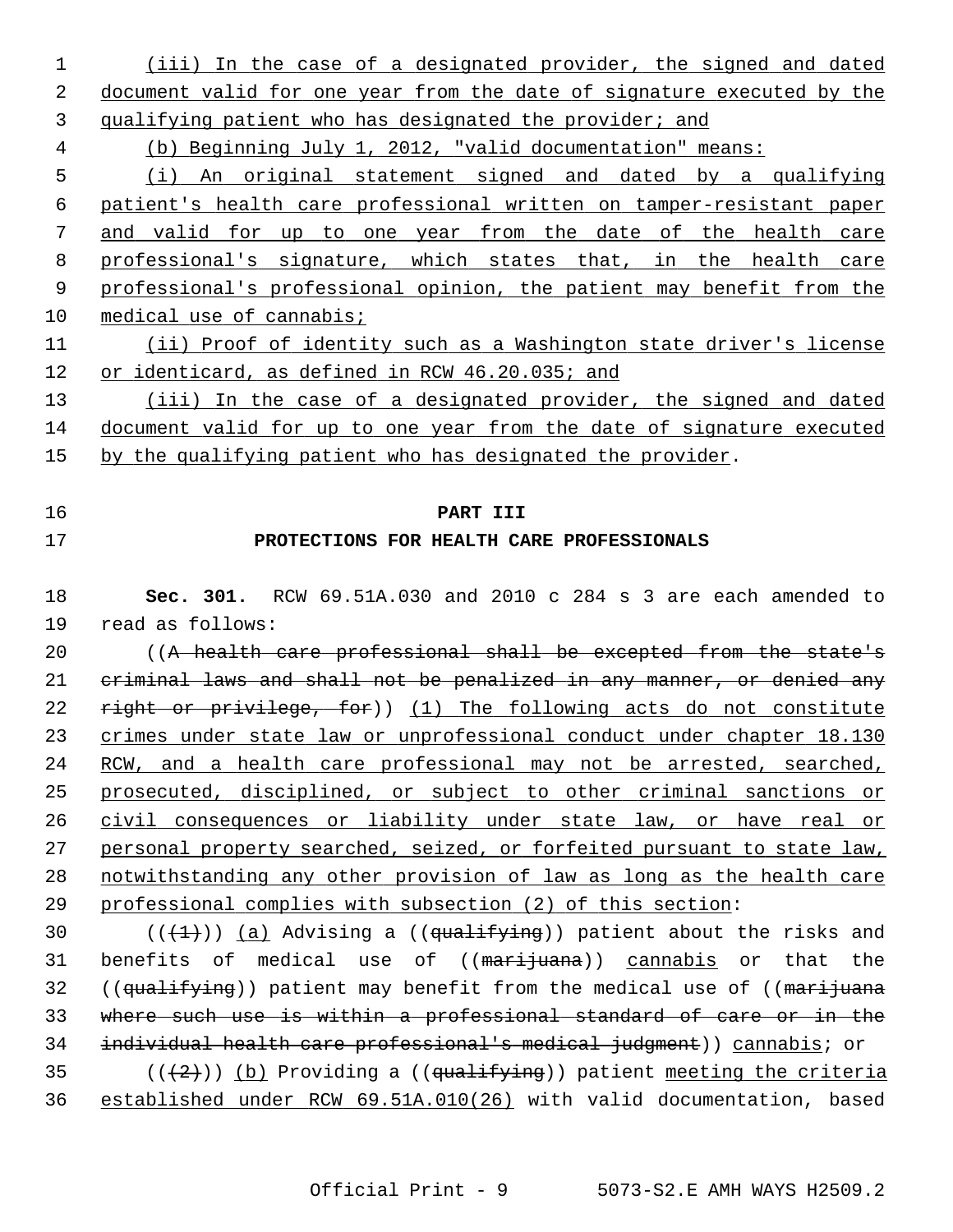(iii) In the case of a designated provider, the signed and dated document valid for one year from the date of signature executed by the qualifying patient who has designated the provider; and

(b) Beginning July 1, 2012, "valid documentation" means:

(i) An original statement signed and dated by a qualifying patient's health care professional written on tamper-resistant paper and valid for up to one year from the date of the health care professional's signature, which states that, in the health care professional's professional opinion, the patient may benefit from the medical use of cannabis;

(ii) Proof of identity such as a Washington state driver's license or identicard, as defined in RCW 46.20.035; and

(iii) In the case of a designated provider, the signed and dated document valid for up to one year from the date of signature executed by the qualifying patient who has designated the provider.

## PART III

## PROTECTIONS FOR HEALTH CARE PROFESSIONALS

**Sec. 301.** RCW 69.51A.030 and 2010 c 284 s 3 are each amended to read as follows:

((A health care professional shall be excepted from the state's criminal laws and shall not be penalized in any manner, or denied any right or privilege, for)) (1) The following acts do not constitute crimes under state law or unprofessional conduct under chapter 18.130 RCW, and a health care professional may not be arrested, searched, prosecuted, disciplined, or subject to other criminal sanctions or civil consequences or liability under state law, or have real or personal property searched, seized, or forfeited pursuant to state law, notwithstanding any other provision of law as long as the health care professional complies with subsection (2) of this section:

(((1))) (a) Advising a ((qualifying)) patient about the risks and benefits of medical use of ((marijuana)) cannabis or that the ((qualifying)) patient may benefit from the medical use of ((marijuana where such use is within a professional standard of care or in the individual health care professional's medical judgment)) cannabis; or

(((2))) (b) Providing a ((qualifying)) patient meeting the criteria established under RCW 69.51A.010(26) with valid documentation, based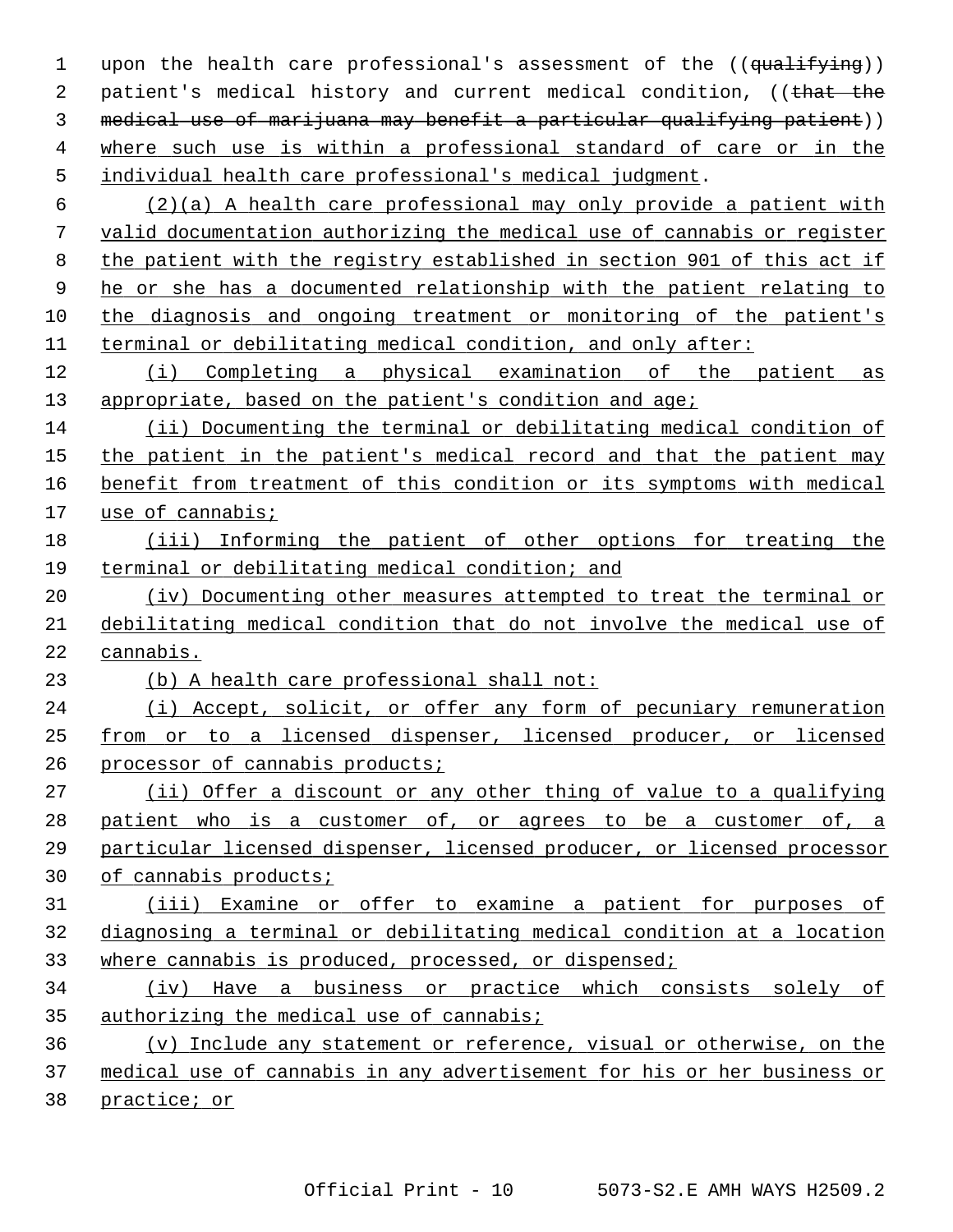upon the health care professional's assessment of the ((~~qualifying~~)) patient's medical history and current medical condition, ((~~that the medical use of marijuana may benefit a particular qualifying patient~~)) <u>where such use is within a professional standard of care or in the individual health care professional's medical judgment</u>.

<u>(2)(a) A health care professional may only provide a patient with valid documentation authorizing the medical use of cannabis or register the patient with the registry established in section 901 of this act if he or she has a documented relationship with the patient relating to the diagnosis and ongoing treatment or monitoring of the patient's terminal or debilitating medical condition, and only after:</u>

<u>(i) Completing a physical examination of the patient as appropriate, based on the patient's condition and age;</u>

<u>(ii) Documenting the terminal or debilitating medical condition of the patient in the patient's medical record and that the patient may benefit from treatment of this condition or its symptoms with medical use of cannabis;</u>

<u>(iii) Informing the patient of other options for treating the terminal or debilitating medical condition; and</u>

<u>(iv) Documenting other measures attempted to treat the terminal or debilitating medical condition that do not involve the medical use of cannabis.</u>

<u>(b) A health care professional shall not:</u>

<u>(i) Accept, solicit, or offer any form of pecuniary remuneration from or to a licensed dispenser, licensed producer, or licensed processor of cannabis products;</u>

<u>(ii) Offer a discount or any other thing of value to a qualifying patient who is a customer of, or agrees to be a customer of, a particular licensed dispenser, licensed producer, or licensed processor of cannabis products;</u>

<u>(iii) Examine or offer to examine a patient for purposes of diagnosing a terminal or debilitating medical condition at a location where cannabis is produced, processed, or dispensed;</u>

<u>(iv) Have a business or practice which consists solely of authorizing the medical use of cannabis;</u>

<u>(v) Include any statement or reference, visual or otherwise, on the medical use of cannabis in any advertisement for his or her business or practice; or</u>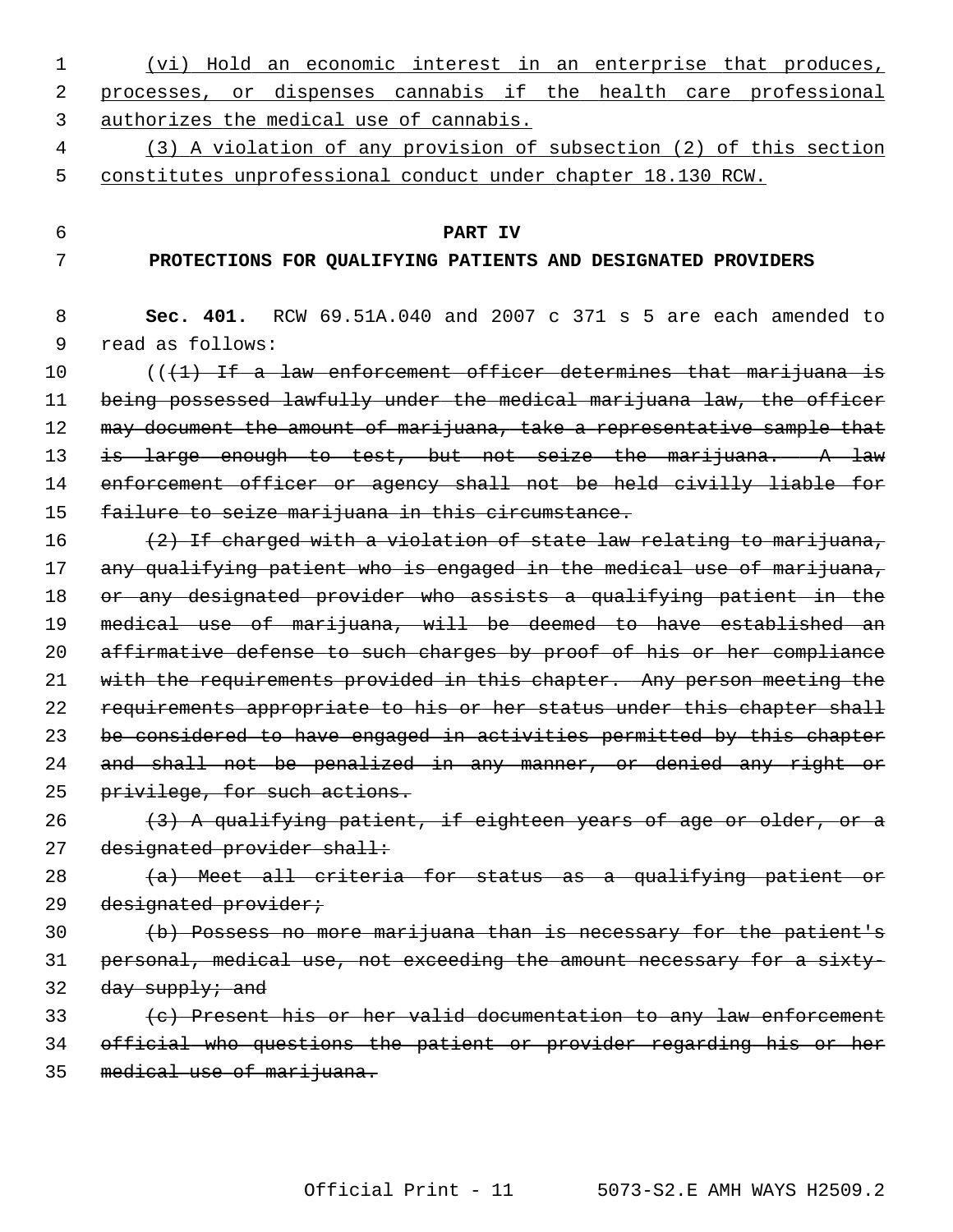<u>(vi) Hold an economic interest in an enterprise that produces, processes, or dispenses cannabis if the health care professional authorizes the medical use of cannabis.</u>

<u>(3) A violation of any provision of subsection (2) of this section constitutes unprofessional conduct under chapter 18.130 RCW.</u>

**PART IV**

**PROTECTIONS FOR QUALIFYING PATIENTS AND DESIGNATED PROVIDERS**

**Sec. 401.** RCW 69.51A.040 and 2007 c 371 s 5 are each amended to read as follows:

(( ~~(1) If a law enforcement officer determines that marijuana is being possessed lawfully under the medical marijuana law, the officer may document the amount of marijuana, take a representative sample that is large enough to test, but not seize the marijuana. A law enforcement officer or agency shall not be held civilly liable for failure to seize marijuana in this circumstance.~~

~~(2) If charged with a violation of state law relating to marijuana, any qualifying patient who is engaged in the medical use of marijuana, or any designated provider who assists a qualifying patient in the medical use of marijuana, will be deemed to have established an affirmative defense to such charges by proof of his or her compliance with the requirements provided in this chapter. Any person meeting the requirements appropriate to his or her status under this chapter shall be considered to have engaged in activities permitted by this chapter and shall not be penalized in any manner, or denied any right or privilege, for such actions.~~

~~(3) A qualifying patient, if eighteen years of age or older, or a designated provider shall:~~

~~(a) Meet all criteria for status as a qualifying patient or designated provider;~~

~~(b) Possess no more marijuana than is necessary for the patient's personal, medical use, not exceeding the amount necessary for a sixty-day supply; and~~

~~(c) Present his or her valid documentation to any law enforcement official who questions the patient or provider regarding his or her medical use of marijuana.~~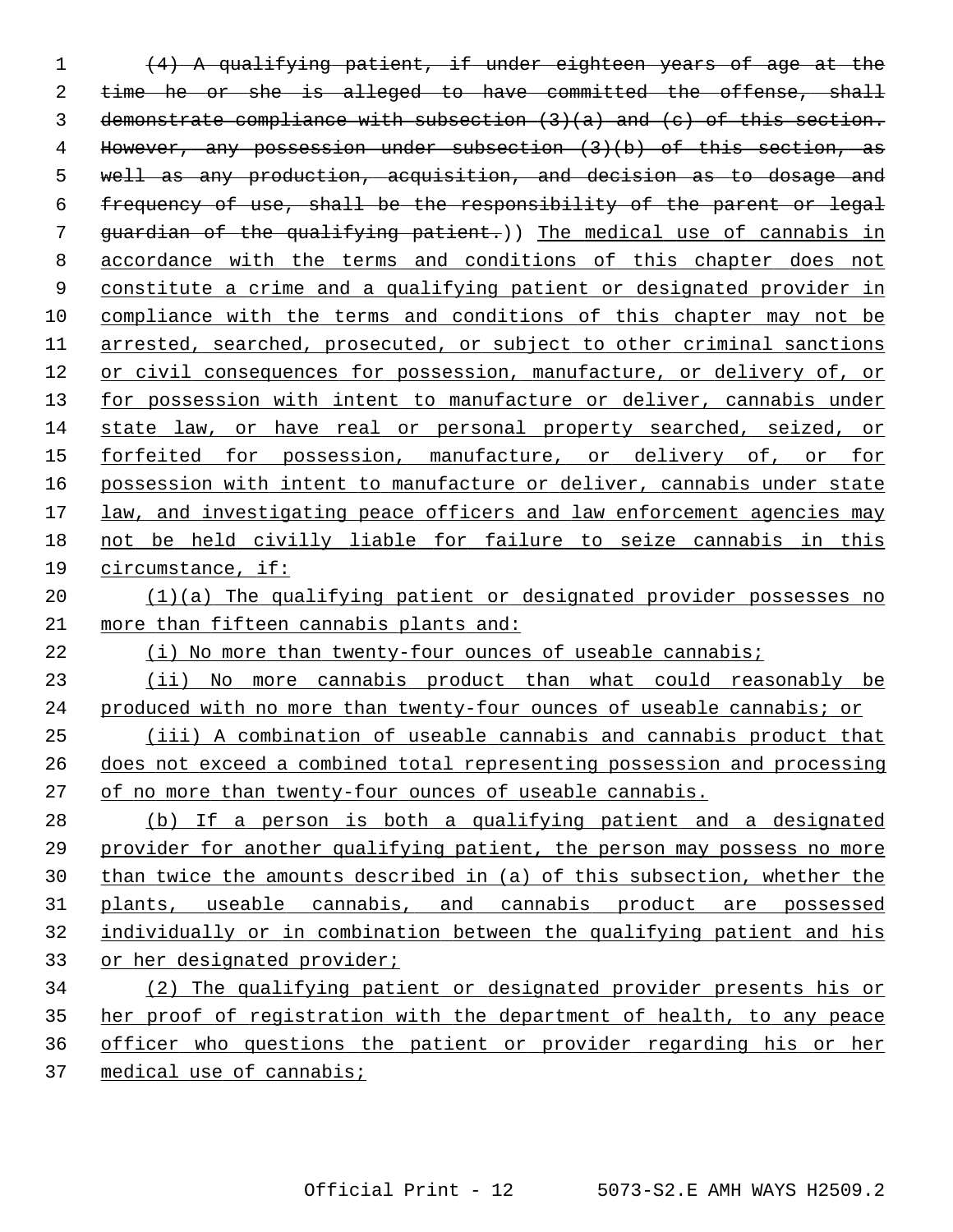~~(4) A qualifying patient, if under eighteen years of age at the time he or she is alleged to have committed the offense, shall demonstrate compliance with subsection (3)(a) and (c) of this section. However, any possession under subsection (3)(b) of this section, as well as any production, acquisition, and decision as to dosage and frequency of use, shall be the responsibility of the parent or legal guardian of the qualifying patient.~~)) <u>The medical use of cannabis in accordance with the terms and conditions of this chapter does not constitute a crime and a qualifying patient or designated provider in compliance with the terms and conditions of this chapter may not be arrested, searched, prosecuted, or subject to other criminal sanctions or civil consequences for possession, manufacture, or delivery of, or for possession with intent to manufacture or deliver, cannabis under state law, or have real or personal property searched, seized, or forfeited for possession, manufacture, or delivery of, or for possession with intent to manufacture or deliver, cannabis under state law, and investigating peace officers and law enforcement agencies may not be held civilly liable for failure to seize cannabis in this circumstance, if:</u>

<u>(1)(a) The qualifying patient or designated provider possesses no more than fifteen cannabis plants and:</u>

<u>(i) No more than twenty-four ounces of useable cannabis;</u>

<u>(ii) No more cannabis product than what could reasonably be produced with no more than twenty-four ounces of useable cannabis; or</u>

<u>(iii) A combination of useable cannabis and cannabis product that does not exceed a combined total representing possession and processing of no more than twenty-four ounces of useable cannabis.</u>

<u>(b) If a person is both a qualifying patient and a designated provider for another qualifying patient, the person may possess no more than twice the amounts described in (a) of this subsection, whether the plants, useable cannabis, and cannabis product are possessed individually or in combination between the qualifying patient and his or her designated provider;</u>

<u>(2) The qualifying patient or designated provider presents his or her proof of registration with the department of health, to any peace officer who questions the patient or provider regarding his or her medical use of cannabis;</u>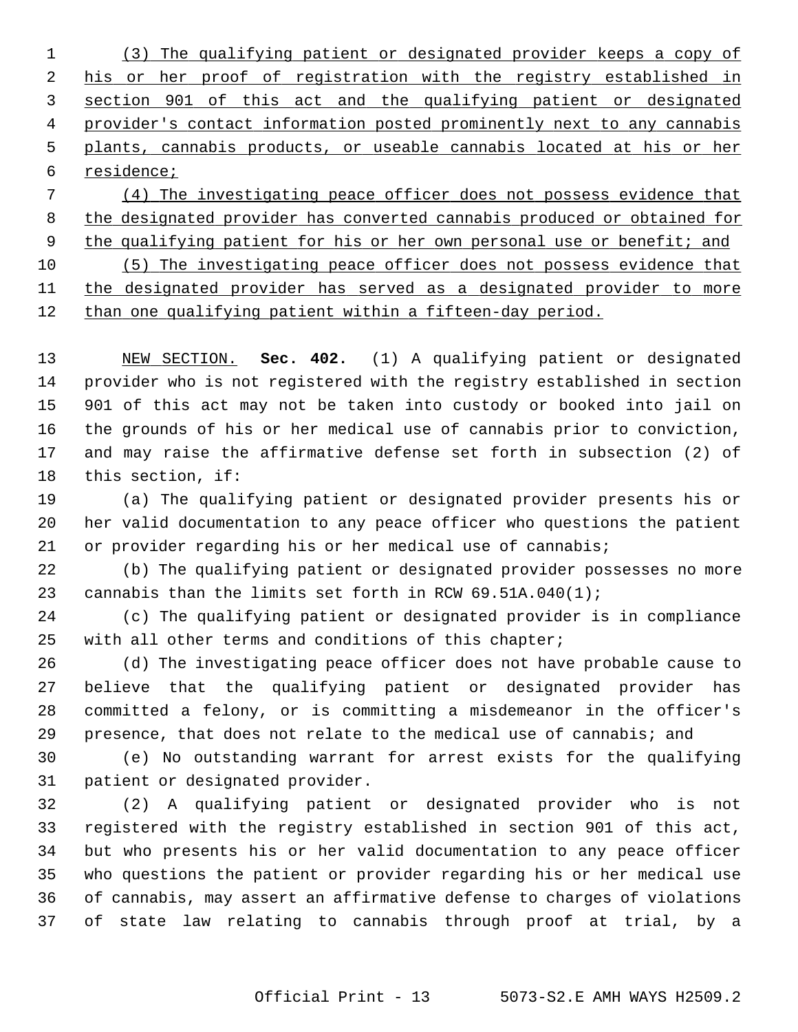(3) The qualifying patient or designated provider keeps a copy of his or her proof of registration with the registry established in section 901 of this act and the qualifying patient or designated provider's contact information posted prominently next to any cannabis plants, cannabis products, or useable cannabis located at his or her residence;

(4) The investigating peace officer does not possess evidence that the designated provider has converted cannabis produced or obtained for the qualifying patient for his or her own personal use or benefit; and

(5) The investigating peace officer does not possess evidence that the designated provider has served as a designated provider to more than one qualifying patient within a fifteen-day period.

NEW SECTION. **Sec. 402.** (1) A qualifying patient or designated provider who is not registered with the registry established in section 901 of this act may not be taken into custody or booked into jail on the grounds of his or her medical use of cannabis prior to conviction, and may raise the affirmative defense set forth in subsection (2) of this section, if:

(a) The qualifying patient or designated provider presents his or her valid documentation to any peace officer who questions the patient or provider regarding his or her medical use of cannabis;

(b) The qualifying patient or designated provider possesses no more cannabis than the limits set forth in RCW 69.51A.040(1);

(c) The qualifying patient or designated provider is in compliance with all other terms and conditions of this chapter;

(d) The investigating peace officer does not have probable cause to believe that the qualifying patient or designated provider has committed a felony, or is committing a misdemeanor in the officer's presence, that does not relate to the medical use of cannabis; and

(e) No outstanding warrant for arrest exists for the qualifying patient or designated provider.

(2) A qualifying patient or designated provider who is not registered with the registry established in section 901 of this act, but who presents his or her valid documentation to any peace officer who questions the patient or provider regarding his or her medical use of cannabis, may assert an affirmative defense to charges of violations of state law relating to cannabis through proof at trial, by a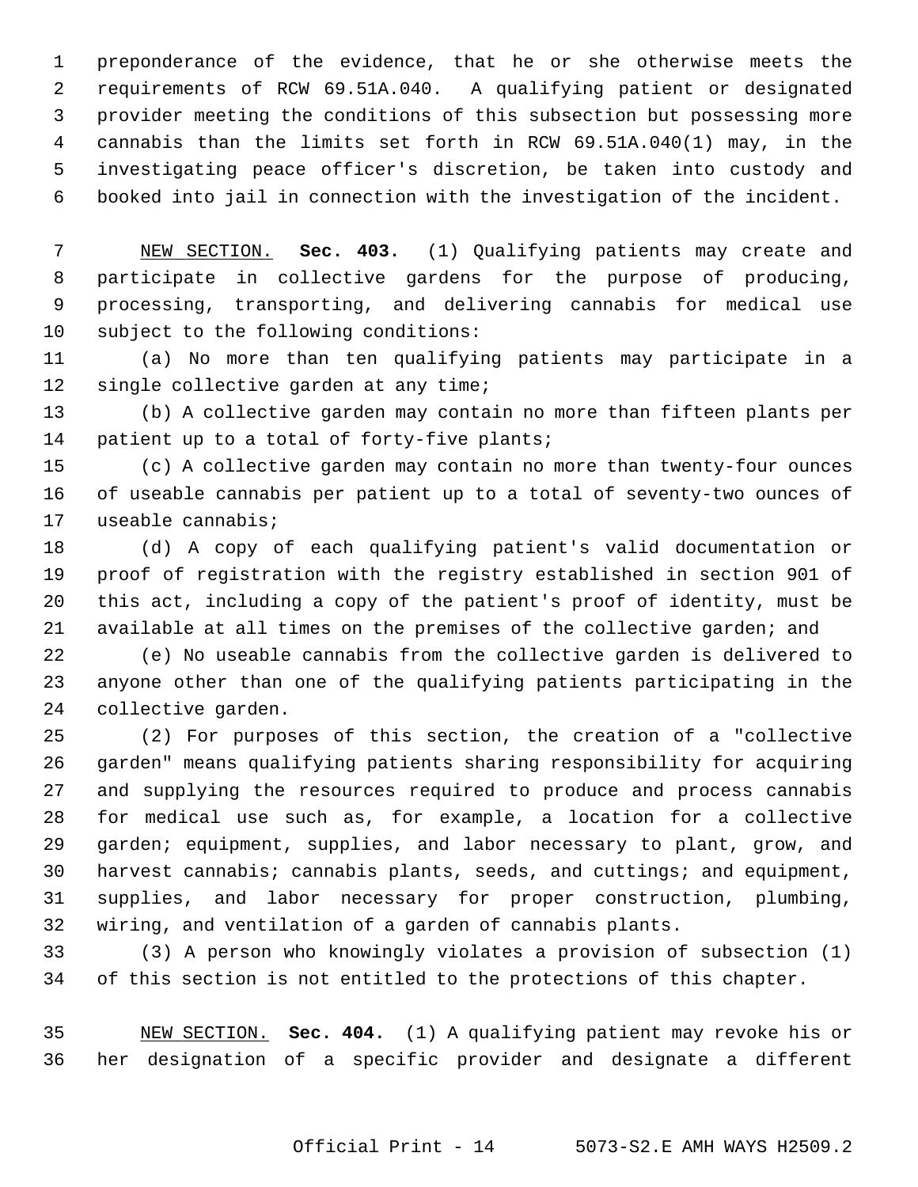preponderance of the evidence, that he or she otherwise meets the requirements of RCW 69.51A.040. A qualifying patient or designated provider meeting the conditions of this subsection but possessing more cannabis than the limits set forth in RCW 69.51A.040(1) may, in the investigating peace officer's discretion, be taken into custody and booked into jail in connection with the investigation of the incident.

NEW SECTION. **Sec. 403.** (1) Qualifying patients may create and participate in collective gardens for the purpose of producing, processing, transporting, and delivering cannabis for medical use subject to the following conditions:

(a) No more than ten qualifying patients may participate in a single collective garden at any time;

(b) A collective garden may contain no more than fifteen plants per patient up to a total of forty-five plants;

(c) A collective garden may contain no more than twenty-four ounces of useable cannabis per patient up to a total of seventy-two ounces of useable cannabis;

(d) A copy of each qualifying patient's valid documentation or proof of registration with the registry established in section 901 of this act, including a copy of the patient's proof of identity, must be available at all times on the premises of the collective garden; and

(e) No useable cannabis from the collective garden is delivered to anyone other than one of the qualifying patients participating in the collective garden.

(2) For purposes of this section, the creation of a "collective garden" means qualifying patients sharing responsibility for acquiring and supplying the resources required to produce and process cannabis for medical use such as, for example, a location for a collective garden; equipment, supplies, and labor necessary to plant, grow, and harvest cannabis; cannabis plants, seeds, and cuttings; and equipment, supplies, and labor necessary for proper construction, plumbing, wiring, and ventilation of a garden of cannabis plants.

(3) A person who knowingly violates a provision of subsection (1) of this section is not entitled to the protections of this chapter.

NEW SECTION. **Sec. 404.** (1) A qualifying patient may revoke his or her designation of a specific provider and designate a different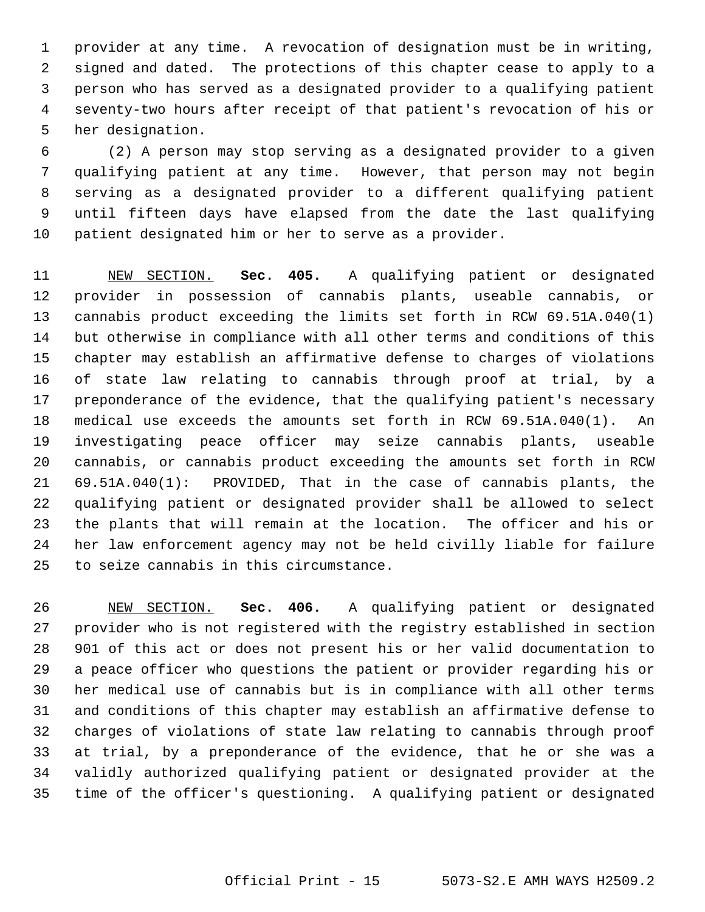provider at any time. A revocation of designation must be in writing, signed and dated. The protections of this chapter cease to apply to a person who has served as a designated provider to a qualifying patient seventy-two hours after receipt of that patient's revocation of his or her designation.

(2) A person may stop serving as a designated provider to a given qualifying patient at any time. However, that person may not begin serving as a designated provider to a different qualifying patient until fifteen days have elapsed from the date the last qualifying patient designated him or her to serve as a provider.

NEW SECTION. **Sec. 405.** A qualifying patient or designated provider in possession of cannabis plants, useable cannabis, or cannabis product exceeding the limits set forth in RCW 69.51A.040(1) but otherwise in compliance with all other terms and conditions of this chapter may establish an affirmative defense to charges of violations of state law relating to cannabis through proof at trial, by a preponderance of the evidence, that the qualifying patient's necessary medical use exceeds the amounts set forth in RCW 69.51A.040(1). An investigating peace officer may seize cannabis plants, useable cannabis, or cannabis product exceeding the amounts set forth in RCW 69.51A.040(1): PROVIDED, That in the case of cannabis plants, the qualifying patient or designated provider shall be allowed to select the plants that will remain at the location. The officer and his or her law enforcement agency may not be held civilly liable for failure to seize cannabis in this circumstance.

NEW SECTION. **Sec. 406.** A qualifying patient or designated provider who is not registered with the registry established in section 901 of this act or does not present his or her valid documentation to a peace officer who questions the patient or provider regarding his or her medical use of cannabis but is in compliance with all other terms and conditions of this chapter may establish an affirmative defense to charges of violations of state law relating to cannabis through proof at trial, by a preponderance of the evidence, that he or she was a validly authorized qualifying patient or designated provider at the time of the officer's questioning. A qualifying patient or designated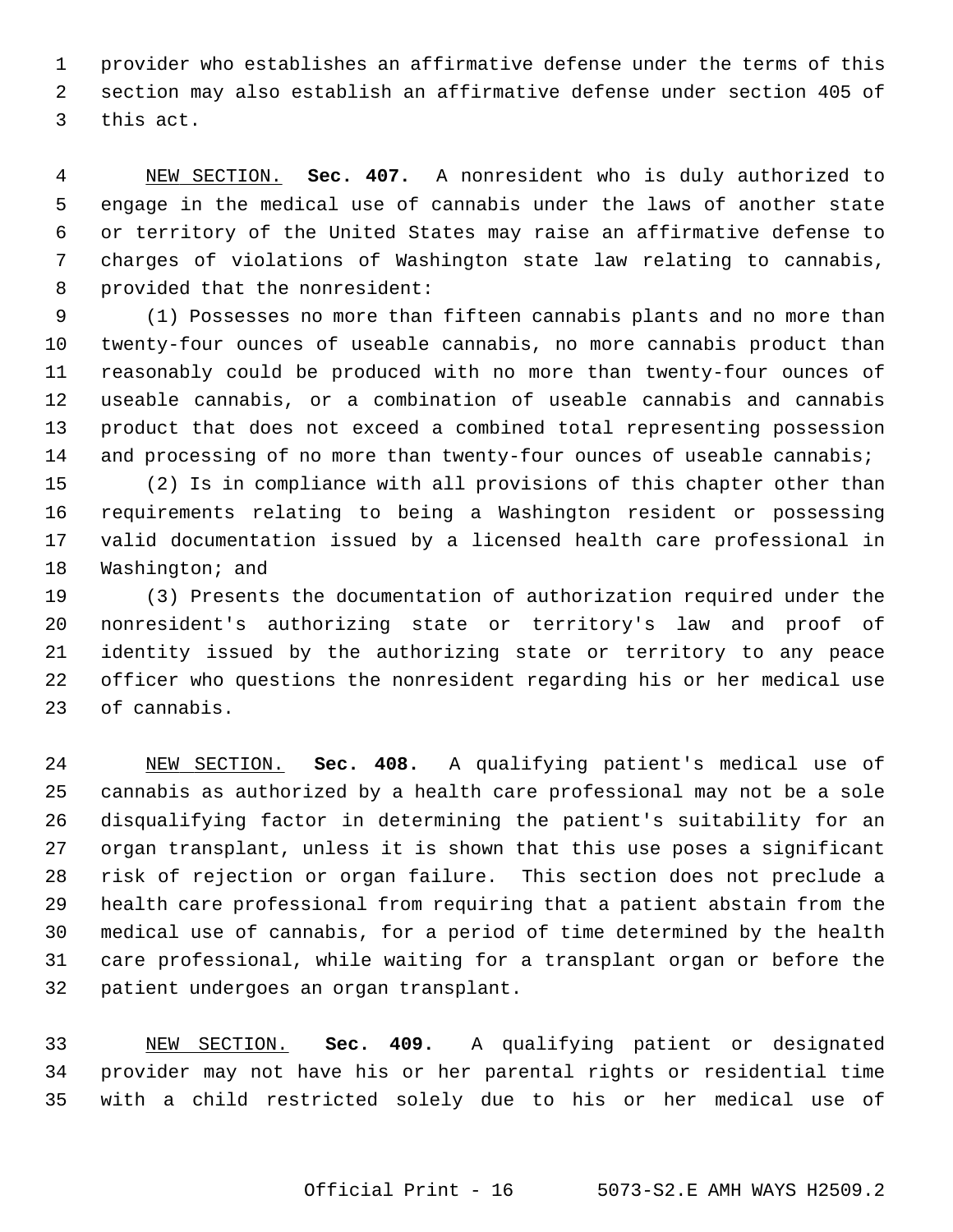provider who establishes an affirmative defense under the terms of this section may also establish an affirmative defense under section 405 of this act.

NEW SECTION. **Sec. 407.** A nonresident who is duly authorized to engage in the medical use of cannabis under the laws of another state or territory of the United States may raise an affirmative defense to charges of violations of Washington state law relating to cannabis, provided that the nonresident:

(1) Possesses no more than fifteen cannabis plants and no more than twenty-four ounces of useable cannabis, no more cannabis product than reasonably could be produced with no more than twenty-four ounces of useable cannabis, or a combination of useable cannabis and cannabis product that does not exceed a combined total representing possession and processing of no more than twenty-four ounces of useable cannabis;

(2) Is in compliance with all provisions of this chapter other than requirements relating to being a Washington resident or possessing valid documentation issued by a licensed health care professional in Washington; and

(3) Presents the documentation of authorization required under the nonresident's authorizing state or territory's law and proof of identity issued by the authorizing state or territory to any peace officer who questions the nonresident regarding his or her medical use of cannabis.

NEW SECTION. **Sec. 408.** A qualifying patient's medical use of cannabis as authorized by a health care professional may not be a sole disqualifying factor in determining the patient's suitability for an organ transplant, unless it is shown that this use poses a significant risk of rejection or organ failure. This section does not preclude a health care professional from requiring that a patient abstain from the medical use of cannabis, for a period of time determined by the health care professional, while waiting for a transplant organ or before the patient undergoes an organ transplant.

NEW SECTION. **Sec. 409.** A qualifying patient or designated provider may not have his or her parental rights or residential time with a child restricted solely due to his or her medical use of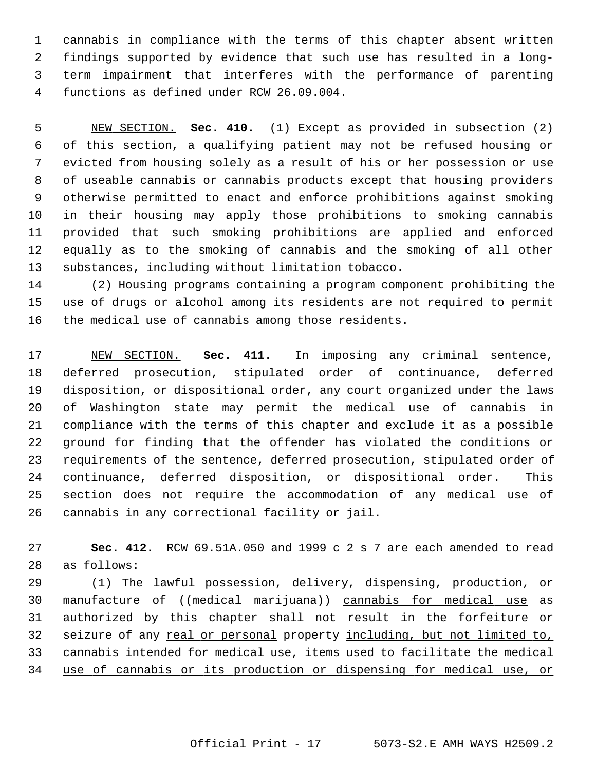cannabis in compliance with the terms of this chapter absent written findings supported by evidence that such use has resulted in a long-term impairment that interferes with the performance of parenting functions as defined under RCW 26.09.004.

NEW SECTION. **Sec. 410.** (1) Except as provided in subsection (2) of this section, a qualifying patient may not be refused housing or evicted from housing solely as a result of his or her possession or use of useable cannabis or cannabis products except that housing providers otherwise permitted to enact and enforce prohibitions against smoking in their housing may apply those prohibitions to smoking cannabis provided that such smoking prohibitions are applied and enforced equally as to the smoking of cannabis and the smoking of all other substances, including without limitation tobacco.

(2) Housing programs containing a program component prohibiting the use of drugs or alcohol among its residents are not required to permit the medical use of cannabis among those residents.

NEW SECTION. **Sec. 411.** In imposing any criminal sentence, deferred prosecution, stipulated order of continuance, deferred disposition, or dispositional order, any court organized under the laws of Washington state may permit the medical use of cannabis in compliance with the terms of this chapter and exclude it as a possible ground for finding that the offender has violated the conditions or requirements of the sentence, deferred prosecution, stipulated order of continuance, deferred disposition, or dispositional order. This section does not require the accommodation of any medical use of cannabis in any correctional facility or jail.

**Sec. 412.** RCW 69.51A.050 and 1999 c 2 s 7 are each amended to read as follows:

(1) The lawful possession, delivery, dispensing, production, or manufacture of ((~~medical marijuana~~)) cannabis for medical use as authorized by this chapter shall not result in the forfeiture or seizure of any real or personal property including, but not limited to, cannabis intended for medical use, items used to facilitate the medical use of cannabis or its production or dispensing for medical use, or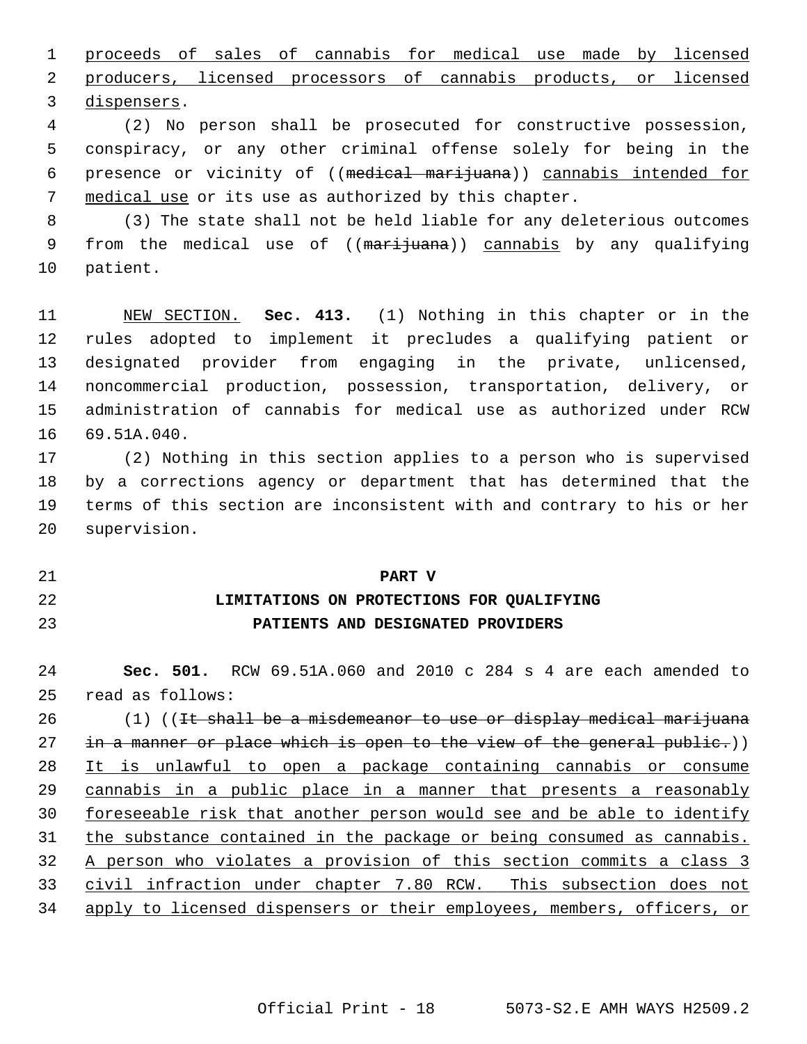proceeds of sales of cannabis for medical use made by licensed producers, licensed processors of cannabis products, or licensed dispensers.

(2) No person shall be prosecuted for constructive possession, conspiracy, or any other criminal offense solely for being in the presence or vicinity of ((~~medical marijuana~~)) cannabis intended for medical use or its use as authorized by this chapter.

(3) The state shall not be held liable for any deleterious outcomes from the medical use of ((~~marijuana~~)) cannabis by any qualifying patient.

NEW SECTION. **Sec. 413.** (1) Nothing in this chapter or in the rules adopted to implement it precludes a qualifying patient or designated provider from engaging in the private, unlicensed, noncommercial production, possession, transportation, delivery, or administration of cannabis for medical use as authorized under RCW 69.51A.040.

(2) Nothing in this section applies to a person who is supervised by a corrections agency or department that has determined that the terms of this section are inconsistent with and contrary to his or her supervision.

## PART V
## LIMITATIONS ON PROTECTIONS FOR QUALIFYING PATIENTS AND DESIGNATED PROVIDERS

**Sec. 501.** RCW 69.51A.060 and 2010 c 284 s 4 are each amended to read as follows:

(1) ((~~It shall be a misdemeanor to use or display medical marijuana in a manner or place which is open to the view of the general public.~~)) It is unlawful to open a package containing cannabis or consume cannabis in a public place in a manner that presents a reasonably foreseeable risk that another person would see and be able to identify the substance contained in the package or being consumed as cannabis. A person who violates a provision of this section commits a class 3 civil infraction under chapter 7.80 RCW. This subsection does not apply to licensed dispensers or their employees, members, officers, or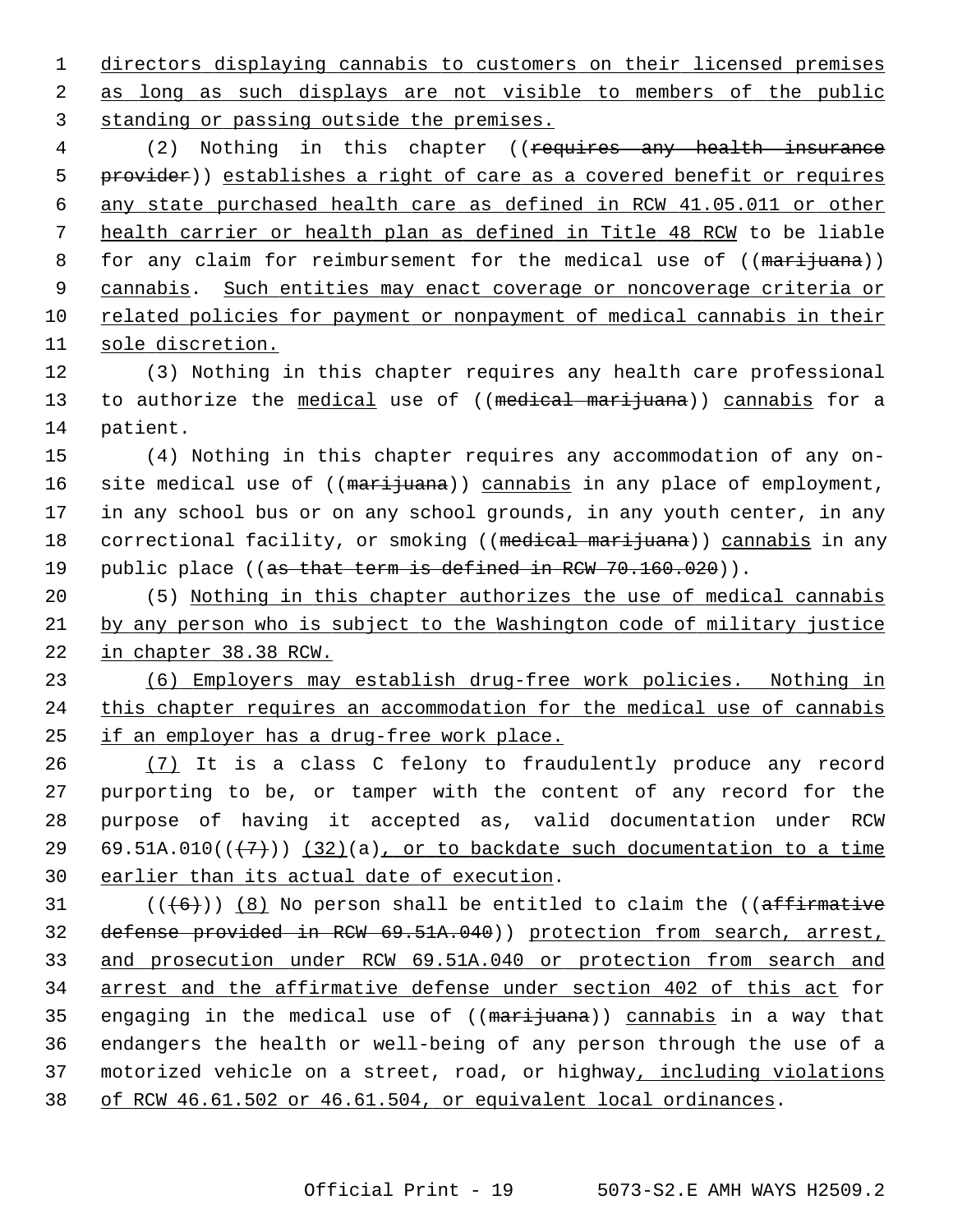directors displaying cannabis to customers on their licensed premises as long as such displays are not visible to members of the public standing or passing outside the premises.

(2) Nothing in this chapter ((requires any health insurance provider)) establishes a right of care as a covered benefit or requires any state purchased health care as defined in RCW 41.05.011 or other health carrier or health plan as defined in Title 48 RCW to be liable for any claim for reimbursement for the medical use of ((marijuana)) cannabis. Such entities may enact coverage or noncoverage criteria or related policies for payment or nonpayment of medical cannabis in their sole discretion.

(3) Nothing in this chapter requires any health care professional to authorize the medical use of ((medical marijuana)) cannabis for a patient.

(4) Nothing in this chapter requires any accommodation of any on-site medical use of ((marijuana)) cannabis in any place of employment, in any school bus or on any school grounds, in any youth center, in any correctional facility, or smoking ((medical marijuana)) cannabis in any public place ((as that term is defined in RCW 70.160.020)).

(5) Nothing in this chapter authorizes the use of medical cannabis by any person who is subject to the Washington code of military justice in chapter 38.38 RCW.

(6) Employers may establish drug-free work policies. Nothing in this chapter requires an accommodation for the medical use of cannabis if an employer has a drug-free work place.

(7) It is a class C felony to fraudulently produce any record purporting to be, or tamper with the content of any record for the purpose of having it accepted as, valid documentation under RCW 69.51A.010((~~(7)~~)) (32)(a), or to backdate such documentation to a time earlier than its actual date of execution.

((~~(6)~~)) (8) No person shall be entitled to claim the ((affirmative defense provided in RCW 69.51A.040)) protection from search, arrest, and prosecution under RCW 69.51A.040 or protection from search and arrest and the affirmative defense under section 402 of this act for engaging in the medical use of ((marijuana)) cannabis in a way that endangers the health or well-being of any person through the use of a motorized vehicle on a street, road, or highway, including violations of RCW 46.61.502 or 46.61.504, or equivalent local ordinances.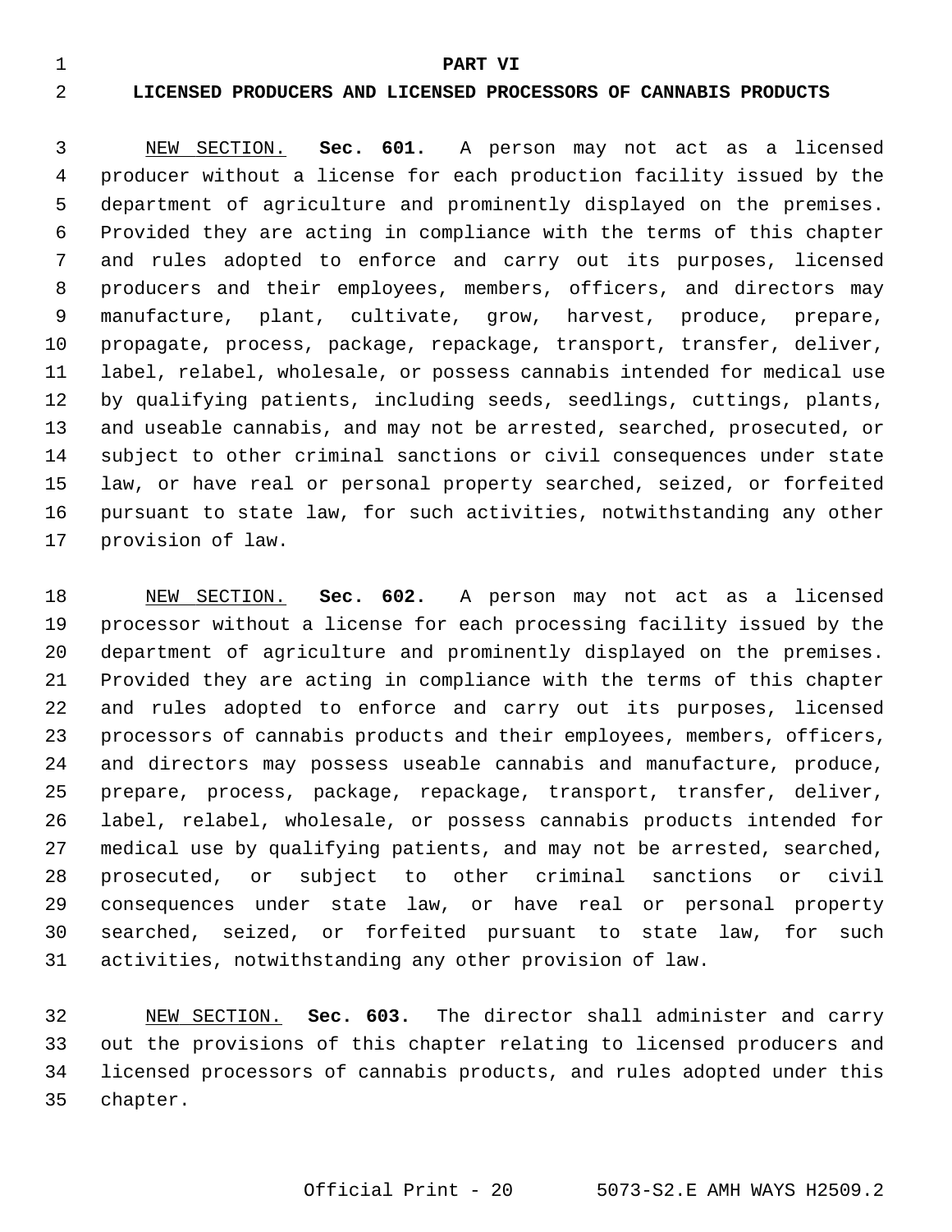# PART VI

## LICENSED PRODUCERS AND LICENSED PROCESSORS OF CANNABIS PRODUCTS

NEW SECTION. **Sec. 601.** A person may not act as a licensed producer without a license for each production facility issued by the department of agriculture and prominently displayed on the premises. Provided they are acting in compliance with the terms of this chapter and rules adopted to enforce and carry out its purposes, licensed producers and their employees, members, officers, and directors may manufacture, plant, cultivate, grow, harvest, produce, prepare, propagate, process, package, repackage, transport, transfer, deliver, label, relabel, wholesale, or possess cannabis intended for medical use by qualifying patients, including seeds, seedlings, cuttings, plants, and useable cannabis, and may not be arrested, searched, prosecuted, or subject to other criminal sanctions or civil consequences under state law, or have real or personal property searched, seized, or forfeited pursuant to state law, for such activities, notwithstanding any other provision of law.

NEW SECTION. **Sec. 602.** A person may not act as a licensed processor without a license for each processing facility issued by the department of agriculture and prominently displayed on the premises. Provided they are acting in compliance with the terms of this chapter and rules adopted to enforce and carry out its purposes, licensed processors of cannabis products and their employees, members, officers, and directors may possess useable cannabis and manufacture, produce, prepare, process, package, repackage, transport, transfer, deliver, label, relabel, wholesale, or possess cannabis products intended for medical use by qualifying patients, and may not be arrested, searched, prosecuted, or subject to other criminal sanctions or civil consequences under state law, or have real or personal property searched, seized, or forfeited pursuant to state law, for such activities, notwithstanding any other provision of law.

NEW SECTION. **Sec. 603.** The director shall administer and carry out the provisions of this chapter relating to licensed producers and licensed processors of cannabis products, and rules adopted under this chapter.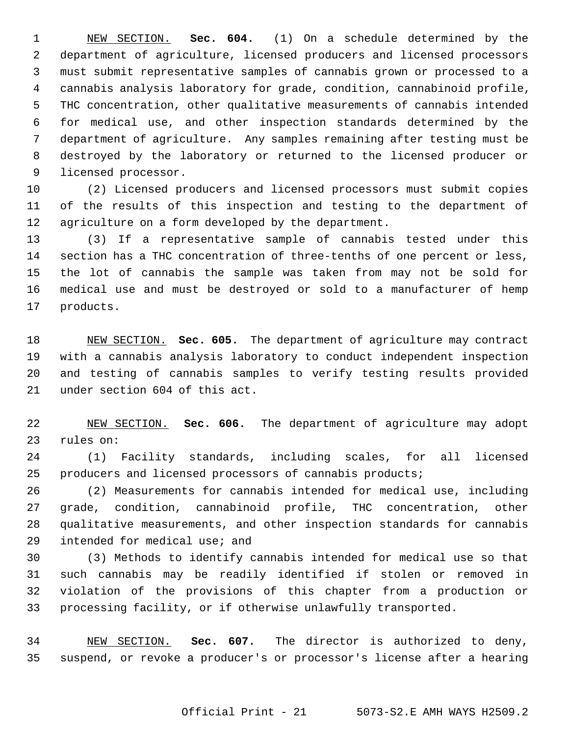NEW SECTION. **Sec. 604.** (1) On a schedule determined by the department of agriculture, licensed producers and licensed processors must submit representative samples of cannabis grown or processed to a cannabis analysis laboratory for grade, condition, cannabinoid profile, THC concentration, other qualitative measurements of cannabis intended for medical use, and other inspection standards determined by the department of agriculture. Any samples remaining after testing must be destroyed by the laboratory or returned to the licensed producer or licensed processor.

(2) Licensed producers and licensed processors must submit copies of the results of this inspection and testing to the department of agriculture on a form developed by the department.

(3) If a representative sample of cannabis tested under this section has a THC concentration of three-tenths of one percent or less, the lot of cannabis the sample was taken from may not be sold for medical use and must be destroyed or sold to a manufacturer of hemp products.

NEW SECTION. **Sec. 605.** The department of agriculture may contract with a cannabis analysis laboratory to conduct independent inspection and testing of cannabis samples to verify testing results provided under section 604 of this act.

NEW SECTION. **Sec. 606.** The department of agriculture may adopt rules on:

(1) Facility standards, including scales, for all licensed producers and licensed processors of cannabis products;

(2) Measurements for cannabis intended for medical use, including grade, condition, cannabinoid profile, THC concentration, other qualitative measurements, and other inspection standards for cannabis intended for medical use; and

(3) Methods to identify cannabis intended for medical use so that such cannabis may be readily identified if stolen or removed in violation of the provisions of this chapter from a production or processing facility, or if otherwise unlawfully transported.

NEW SECTION. **Sec. 607.** The director is authorized to deny, suspend, or revoke a producer's or processor's license after a hearing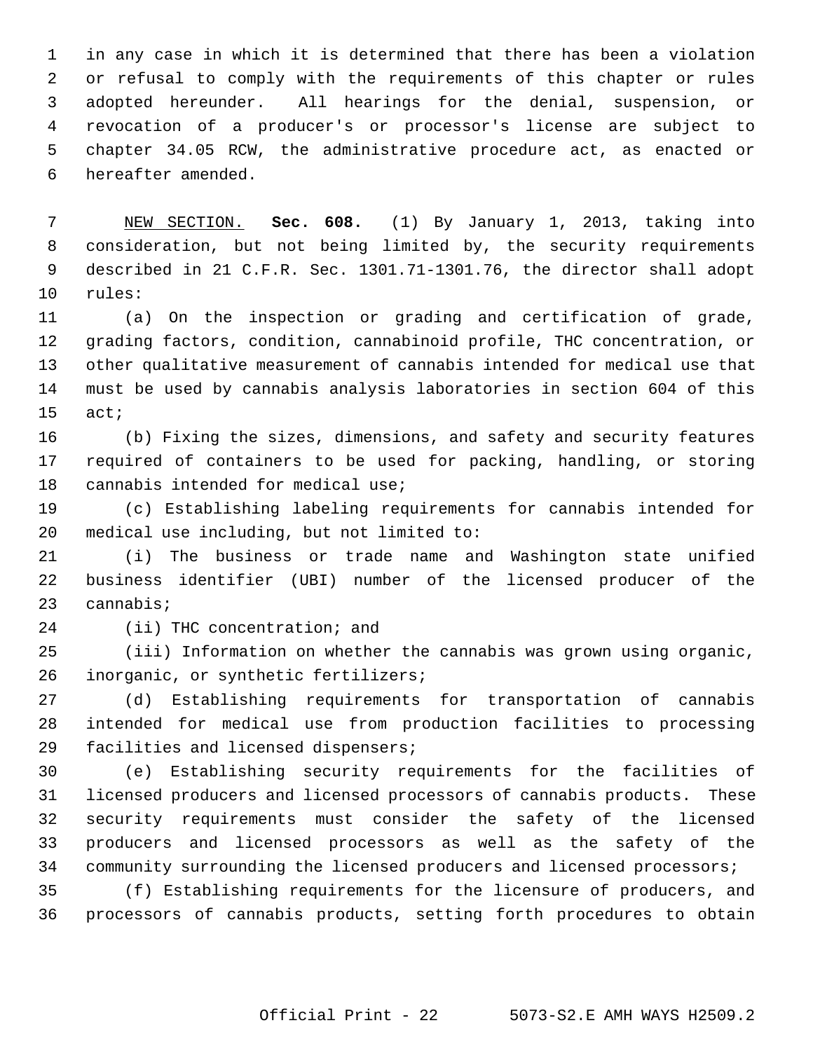in any case in which it is determined that there has been a violation or refusal to comply with the requirements of this chapter or rules adopted hereunder. All hearings for the denial, suspension, or revocation of a producer's or processor's license are subject to chapter 34.05 RCW, the administrative procedure act, as enacted or hereafter amended.

NEW SECTION. **Sec. 608.** (1) By January 1, 2013, taking into consideration, but not being limited by, the security requirements described in 21 C.F.R. Sec. 1301.71-1301.76, the director shall adopt rules:

(a) On the inspection or grading and certification of grade, grading factors, condition, cannabinoid profile, THC concentration, or other qualitative measurement of cannabis intended for medical use that must be used by cannabis analysis laboratories in section 604 of this act;

(b) Fixing the sizes, dimensions, and safety and security features required of containers to be used for packing, handling, or storing cannabis intended for medical use;

(c) Establishing labeling requirements for cannabis intended for medical use including, but not limited to:

(i) The business or trade name and Washington state unified business identifier (UBI) number of the licensed producer of the cannabis;

(ii) THC concentration; and

(iii) Information on whether the cannabis was grown using organic, inorganic, or synthetic fertilizers;

(d) Establishing requirements for transportation of cannabis intended for medical use from production facilities to processing facilities and licensed dispensers;

(e) Establishing security requirements for the facilities of licensed producers and licensed processors of cannabis products. These security requirements must consider the safety of the licensed producers and licensed processors as well as the safety of the community surrounding the licensed producers and licensed processors;

(f) Establishing requirements for the licensure of producers, and processors of cannabis products, setting forth procedures to obtain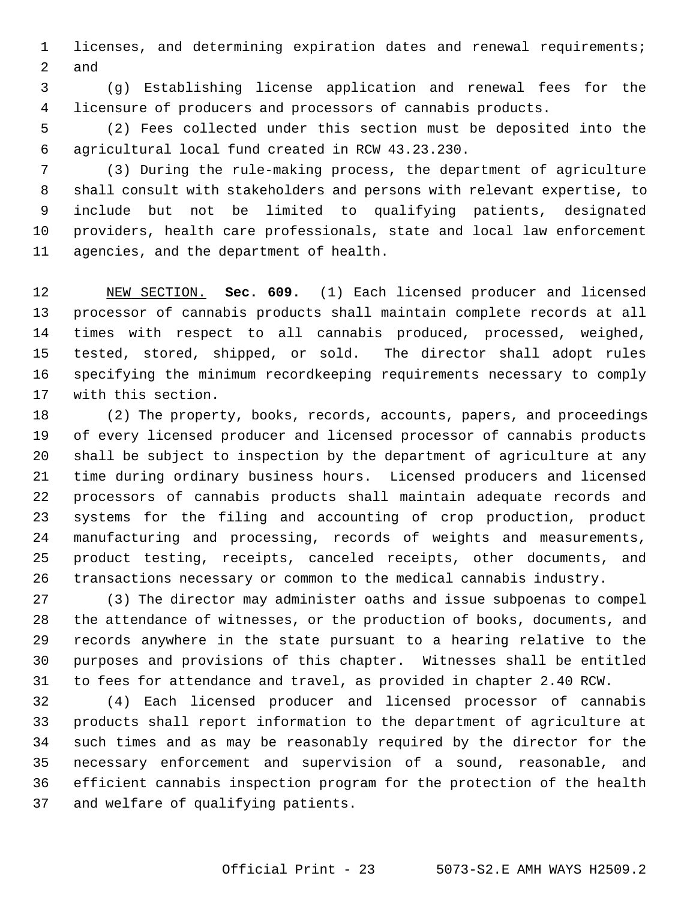licenses, and determining expiration dates and renewal requirements; and

(g) Establishing license application and renewal fees for the licensure of producers and processors of cannabis products.

(2) Fees collected under this section must be deposited into the agricultural local fund created in RCW 43.23.230.

(3) During the rule-making process, the department of agriculture shall consult with stakeholders and persons with relevant expertise, to include but not be limited to qualifying patients, designated providers, health care professionals, state and local law enforcement agencies, and the department of health.

NEW SECTION. **Sec. 609.** (1) Each licensed producer and licensed processor of cannabis products shall maintain complete records at all times with respect to all cannabis produced, processed, weighed, tested, stored, shipped, or sold. The director shall adopt rules specifying the minimum recordkeeping requirements necessary to comply with this section.

(2) The property, books, records, accounts, papers, and proceedings of every licensed producer and licensed processor of cannabis products shall be subject to inspection by the department of agriculture at any time during ordinary business hours. Licensed producers and licensed processors of cannabis products shall maintain adequate records and systems for the filing and accounting of crop production, product manufacturing and processing, records of weights and measurements, product testing, receipts, canceled receipts, other documents, and transactions necessary or common to the medical cannabis industry.

(3) The director may administer oaths and issue subpoenas to compel the attendance of witnesses, or the production of books, documents, and records anywhere in the state pursuant to a hearing relative to the purposes and provisions of this chapter. Witnesses shall be entitled to fees for attendance and travel, as provided in chapter 2.40 RCW.

(4) Each licensed producer and licensed processor of cannabis products shall report information to the department of agriculture at such times and as may be reasonably required by the director for the necessary enforcement and supervision of a sound, reasonable, and efficient cannabis inspection program for the protection of the health and welfare of qualifying patients.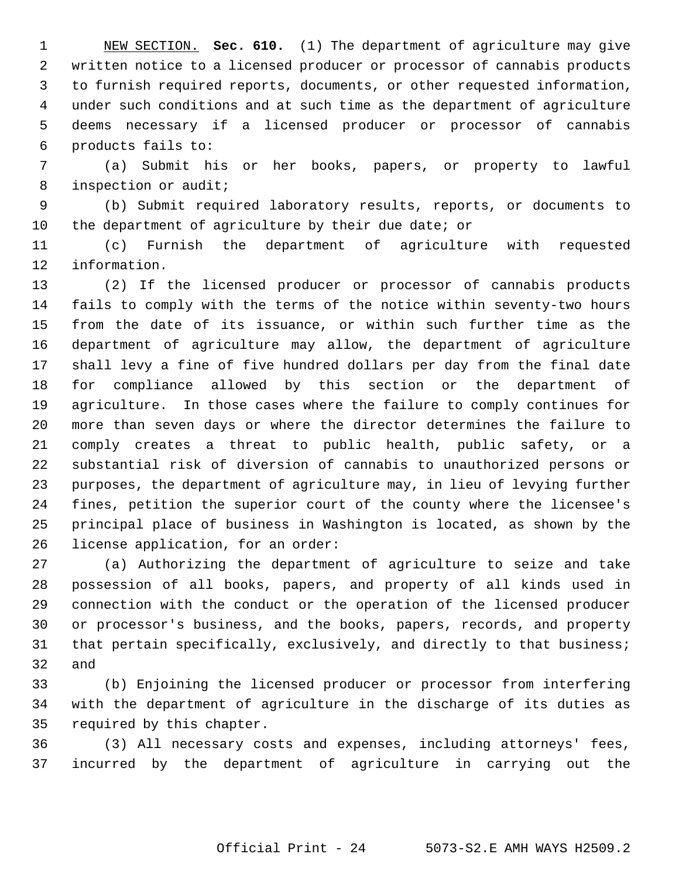NEW SECTION. **Sec. 610.** (1) The department of agriculture may give written notice to a licensed producer or processor of cannabis products to furnish required reports, documents, or other requested information, under such conditions and at such time as the department of agriculture deems necessary if a licensed producer or processor of cannabis products fails to:

(a) Submit his or her books, papers, or property to lawful inspection or audit;

(b) Submit required laboratory results, reports, or documents to the department of agriculture by their due date; or

(c) Furnish the department of agriculture with requested information.

(2) If the licensed producer or processor of cannabis products fails to comply with the terms of the notice within seventy-two hours from the date of its issuance, or within such further time as the department of agriculture may allow, the department of agriculture shall levy a fine of five hundred dollars per day from the final date for compliance allowed by this section or the department of agriculture. In those cases where the failure to comply continues for more than seven days or where the director determines the failure to comply creates a threat to public health, public safety, or a substantial risk of diversion of cannabis to unauthorized persons or purposes, the department of agriculture may, in lieu of levying further fines, petition the superior court of the county where the licensee's principal place of business in Washington is located, as shown by the license application, for an order:

(a) Authorizing the department of agriculture to seize and take possession of all books, papers, and property of all kinds used in connection with the conduct or the operation of the licensed producer or processor's business, and the books, papers, records, and property that pertain specifically, exclusively, and directly to that business; and

(b) Enjoining the licensed producer or processor from interfering with the department of agriculture in the discharge of its duties as required by this chapter.

(3) All necessary costs and expenses, including attorneys' fees, incurred by the department of agriculture in carrying out the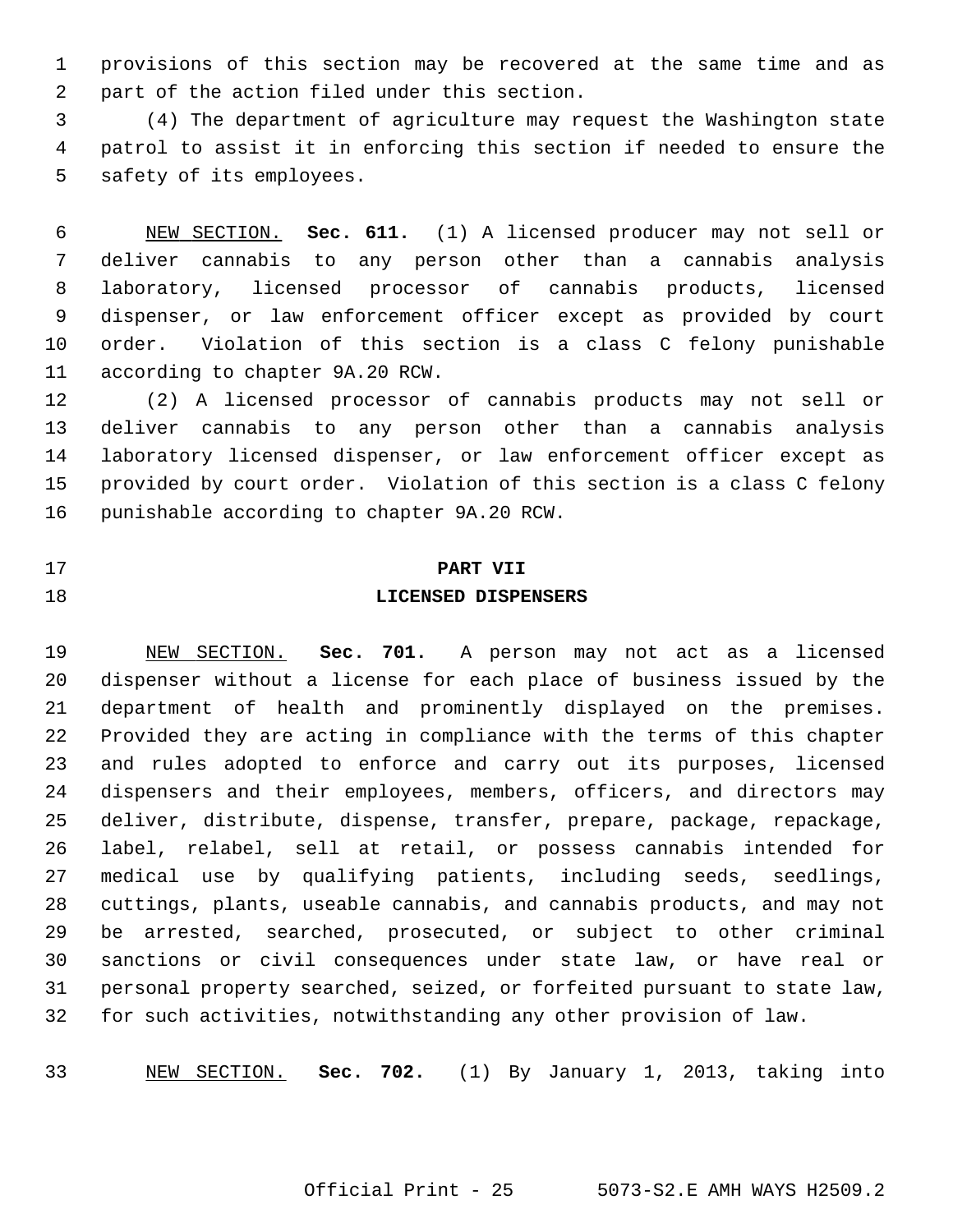provisions of this section may be recovered at the same time and as part of the action filed under this section.

(4) The department of agriculture may request the Washington state patrol to assist it in enforcing this section if needed to ensure the safety of its employees.

NEW SECTION. **Sec. 611.** (1) A licensed producer may not sell or deliver cannabis to any person other than a cannabis analysis laboratory, licensed processor of cannabis products, licensed dispenser, or law enforcement officer except as provided by court order. Violation of this section is a class C felony punishable according to chapter 9A.20 RCW.

(2) A licensed processor of cannabis products may not sell or deliver cannabis to any person other than a cannabis analysis laboratory licensed dispenser, or law enforcement officer except as provided by court order. Violation of this section is a class C felony punishable according to chapter 9A.20 RCW.

## PART VII
## LICENSED DISPENSERS

NEW SECTION. **Sec. 701.** A person may not act as a licensed dispenser without a license for each place of business issued by the department of health and prominently displayed on the premises. Provided they are acting in compliance with the terms of this chapter and rules adopted to enforce and carry out its purposes, licensed dispensers and their employees, members, officers, and directors may deliver, distribute, dispense, transfer, prepare, package, repackage, label, relabel, sell at retail, or possess cannabis intended for medical use by qualifying patients, including seeds, seedlings, cuttings, plants, useable cannabis, and cannabis products, and may not be arrested, searched, prosecuted, or subject to other criminal sanctions or civil consequences under state law, or have real or personal property searched, seized, or forfeited pursuant to state law, for such activities, notwithstanding any other provision of law.

NEW SECTION. **Sec. 702.** (1) By January 1, 2013, taking into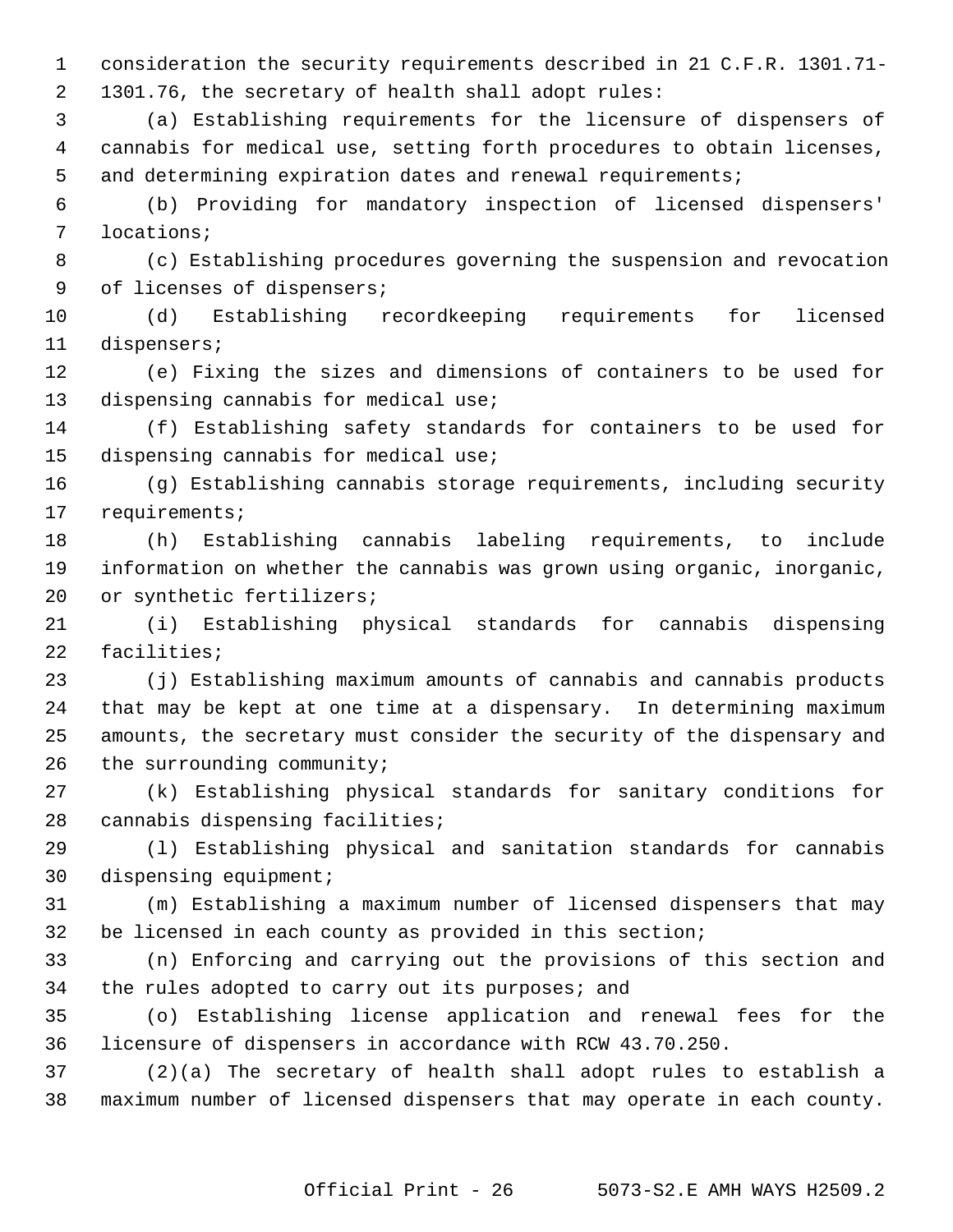consideration the security requirements described in 21 C.F.R. 1301.71-1301.76, the secretary of health shall adopt rules:

(a) Establishing requirements for the licensure of dispensers of cannabis for medical use, setting forth procedures to obtain licenses, and determining expiration dates and renewal requirements;

(b) Providing for mandatory inspection of licensed dispensers' locations;

(c) Establishing procedures governing the suspension and revocation of licenses of dispensers;

(d) Establishing recordkeeping requirements for licensed dispensers;

(e) Fixing the sizes and dimensions of containers to be used for dispensing cannabis for medical use;

(f) Establishing safety standards for containers to be used for dispensing cannabis for medical use;

(g) Establishing cannabis storage requirements, including security requirements;

(h) Establishing cannabis labeling requirements, to include information on whether the cannabis was grown using organic, inorganic, or synthetic fertilizers;

(i) Establishing physical standards for cannabis dispensing facilities;

(j) Establishing maximum amounts of cannabis and cannabis products that may be kept at one time at a dispensary. In determining maximum amounts, the secretary must consider the security of the dispensary and the surrounding community;

(k) Establishing physical standards for sanitary conditions for cannabis dispensing facilities;

(l) Establishing physical and sanitation standards for cannabis dispensing equipment;

(m) Establishing a maximum number of licensed dispensers that may be licensed in each county as provided in this section;

(n) Enforcing and carrying out the provisions of this section and the rules adopted to carry out its purposes; and

(o) Establishing license application and renewal fees for the licensure of dispensers in accordance with RCW 43.70.250.

(2)(a) The secretary of health shall adopt rules to establish a maximum number of licensed dispensers that may operate in each county.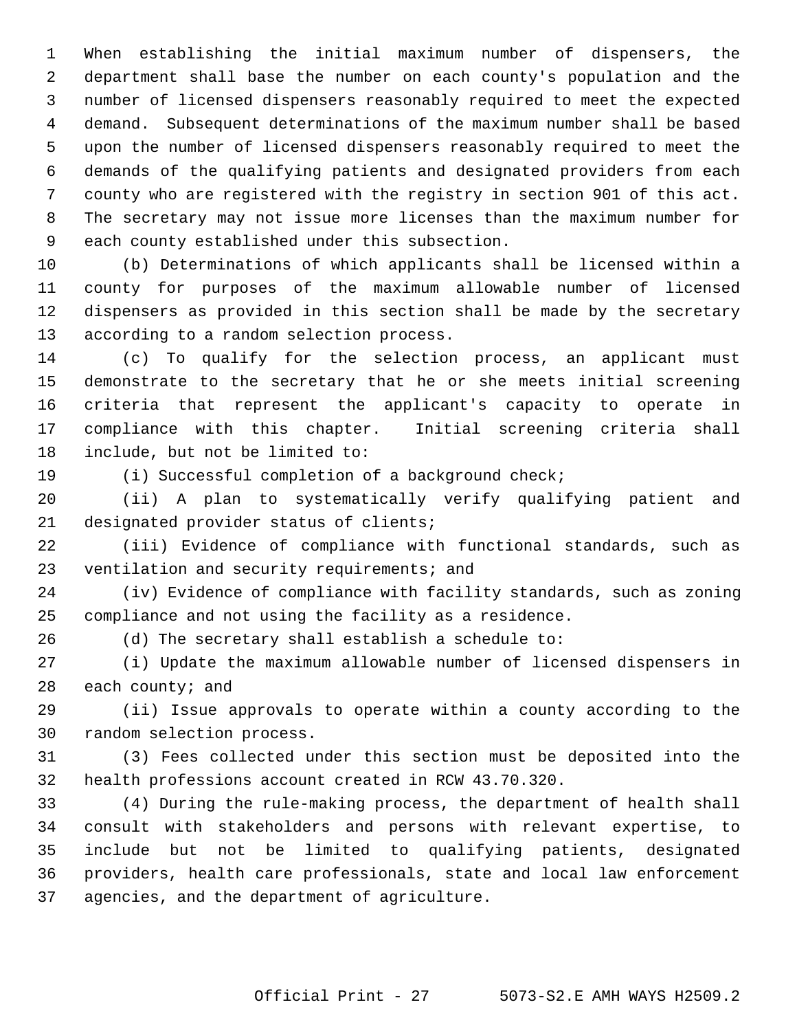When establishing the initial maximum number of dispensers, the department shall base the number on each county's population and the number of licensed dispensers reasonably required to meet the expected demand. Subsequent determinations of the maximum number shall be based upon the number of licensed dispensers reasonably required to meet the demands of the qualifying patients and designated providers from each county who are registered with the registry in section 901 of this act. The secretary may not issue more licenses than the maximum number for each county established under this subsection.

(b) Determinations of which applicants shall be licensed within a county for purposes of the maximum allowable number of licensed dispensers as provided in this section shall be made by the secretary according to a random selection process.

(c) To qualify for the selection process, an applicant must demonstrate to the secretary that he or she meets initial screening criteria that represent the applicant's capacity to operate in compliance with this chapter. Initial screening criteria shall include, but not be limited to:

(i) Successful completion of a background check;

(ii) A plan to systematically verify qualifying patient and designated provider status of clients;

(iii) Evidence of compliance with functional standards, such as ventilation and security requirements; and

(iv) Evidence of compliance with facility standards, such as zoning compliance and not using the facility as a residence.

(d) The secretary shall establish a schedule to:

(i) Update the maximum allowable number of licensed dispensers in each county; and

(ii) Issue approvals to operate within a county according to the random selection process.

(3) Fees collected under this section must be deposited into the health professions account created in RCW 43.70.320.

(4) During the rule-making process, the department of health shall consult with stakeholders and persons with relevant expertise, to include but not be limited to qualifying patients, designated providers, health care professionals, state and local law enforcement agencies, and the department of agriculture.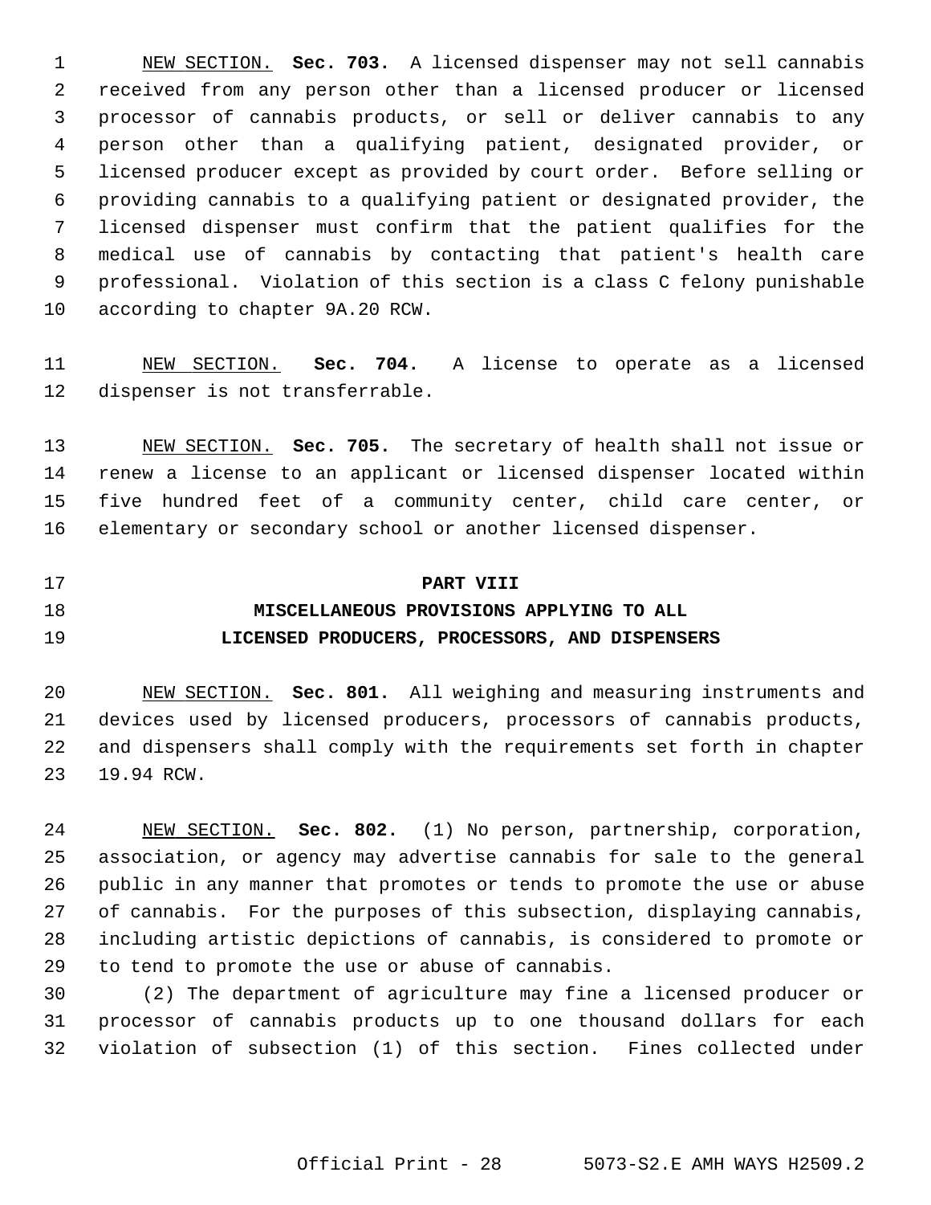NEW SECTION. **Sec. 703.** A licensed dispenser may not sell cannabis received from any person other than a licensed producer or licensed processor of cannabis products, or sell or deliver cannabis to any person other than a qualifying patient, designated provider, or licensed producer except as provided by court order. Before selling or providing cannabis to a qualifying patient or designated provider, the licensed dispenser must confirm that the patient qualifies for the medical use of cannabis by contacting that patient's health care professional. Violation of this section is a class C felony punishable according to chapter 9A.20 RCW.

NEW SECTION. **Sec. 704.** A license to operate as a licensed dispenser is not transferrable.

NEW SECTION. **Sec. 705.** The secretary of health shall not issue or renew a license to an applicant or licensed dispenser located within five hundred feet of a community center, child care center, or elementary or secondary school or another licensed dispenser.

## PART VIII
## MISCELLANEOUS PROVISIONS APPLYING TO ALL LICENSED PRODUCERS, PROCESSORS, AND DISPENSERS

NEW SECTION. **Sec. 801.** All weighing and measuring instruments and devices used by licensed producers, processors of cannabis products, and dispensers shall comply with the requirements set forth in chapter 19.94 RCW.

NEW SECTION. **Sec. 802.** (1) No person, partnership, corporation, association, or agency may advertise cannabis for sale to the general public in any manner that promotes or tends to promote the use or abuse of cannabis. For the purposes of this subsection, displaying cannabis, including artistic depictions of cannabis, is considered to promote or to tend to promote the use or abuse of cannabis.

(2) The department of agriculture may fine a licensed producer or processor of cannabis products up to one thousand dollars for each violation of subsection (1) of this section. Fines collected under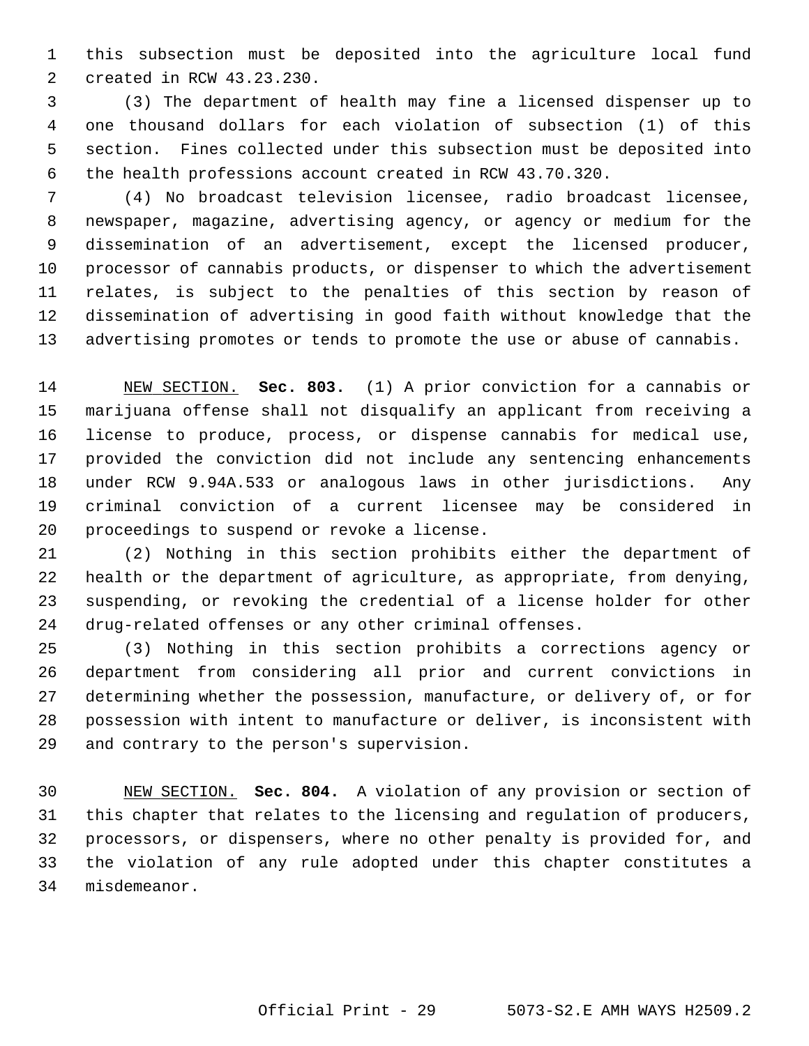this subsection must be deposited into the agriculture local fund created in RCW 43.23.230.

(3) The department of health may fine a licensed dispenser up to one thousand dollars for each violation of subsection (1) of this section. Fines collected under this subsection must be deposited into the health professions account created in RCW 43.70.320.

(4) No broadcast television licensee, radio broadcast licensee, newspaper, magazine, advertising agency, or agency or medium for the dissemination of an advertisement, except the licensed producer, processor of cannabis products, or dispenser to which the advertisement relates, is subject to the penalties of this section by reason of dissemination of advertising in good faith without knowledge that the advertising promotes or tends to promote the use or abuse of cannabis.

NEW SECTION. **Sec. 803.** (1) A prior conviction for a cannabis or marijuana offense shall not disqualify an applicant from receiving a license to produce, process, or dispense cannabis for medical use, provided the conviction did not include any sentencing enhancements under RCW 9.94A.533 or analogous laws in other jurisdictions. Any criminal conviction of a current licensee may be considered in proceedings to suspend or revoke a license.

(2) Nothing in this section prohibits either the department of health or the department of agriculture, as appropriate, from denying, suspending, or revoking the credential of a license holder for other drug-related offenses or any other criminal offenses.

(3) Nothing in this section prohibits a corrections agency or department from considering all prior and current convictions in determining whether the possession, manufacture, or delivery of, or for possession with intent to manufacture or deliver, is inconsistent with and contrary to the person's supervision.

NEW SECTION. **Sec. 804.** A violation of any provision or section of this chapter that relates to the licensing and regulation of producers, processors, or dispensers, where no other penalty is provided for, and the violation of any rule adopted under this chapter constitutes a misdemeanor.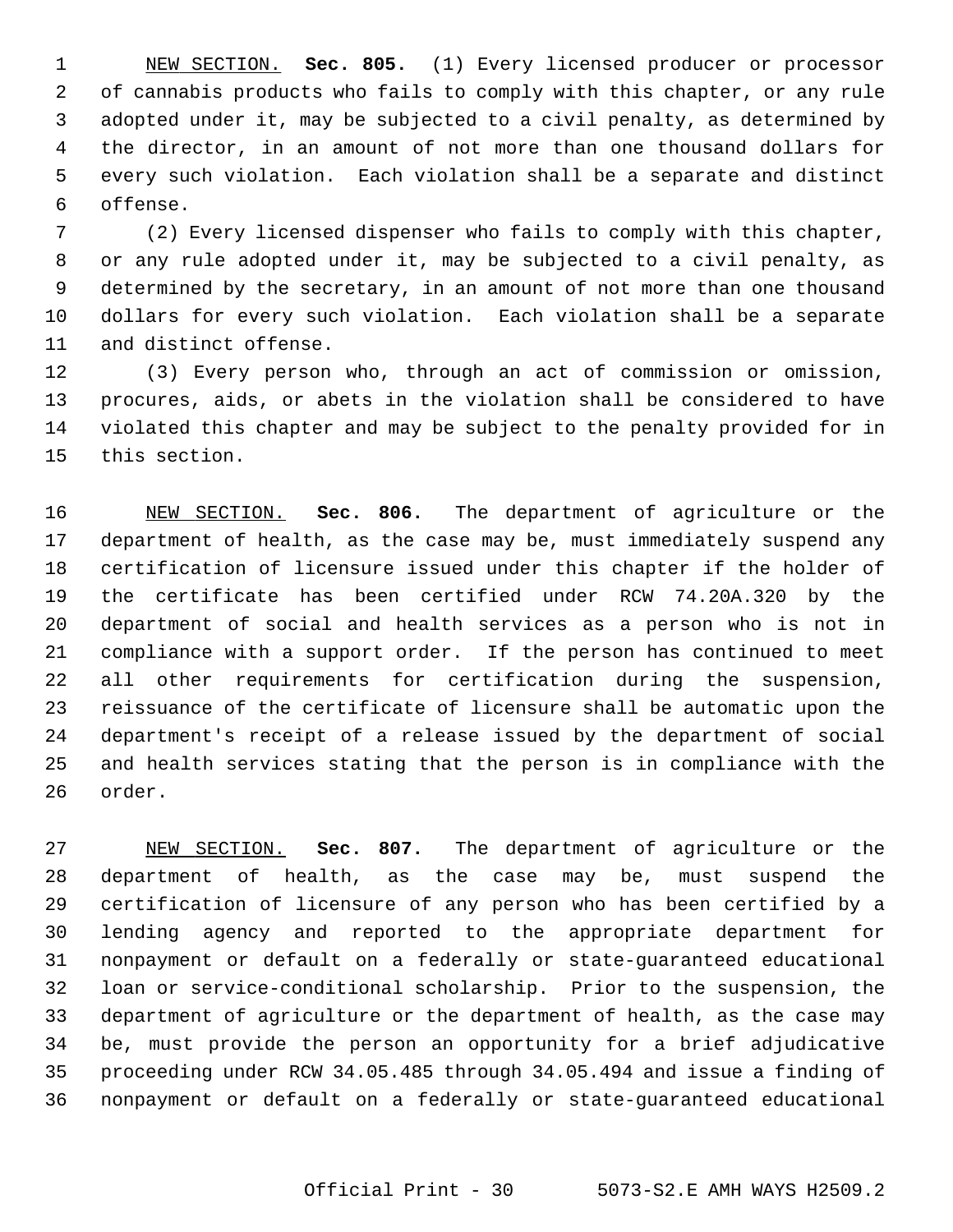NEW SECTION. **Sec. 805.** (1) Every licensed producer or processor of cannabis products who fails to comply with this chapter, or any rule adopted under it, may be subjected to a civil penalty, as determined by the director, in an amount of not more than one thousand dollars for every such violation. Each violation shall be a separate and distinct offense.

(2) Every licensed dispenser who fails to comply with this chapter, or any rule adopted under it, may be subjected to a civil penalty, as determined by the secretary, in an amount of not more than one thousand dollars for every such violation. Each violation shall be a separate and distinct offense.

(3) Every person who, through an act of commission or omission, procures, aids, or abets in the violation shall be considered to have violated this chapter and may be subject to the penalty provided for in this section.

NEW SECTION. **Sec. 806.** The department of agriculture or the department of health, as the case may be, must immediately suspend any certification of licensure issued under this chapter if the holder of the certificate has been certified under RCW 74.20A.320 by the department of social and health services as a person who is not in compliance with a support order. If the person has continued to meet all other requirements for certification during the suspension, reissuance of the certificate of licensure shall be automatic upon the department's receipt of a release issued by the department of social and health services stating that the person is in compliance with the order.

NEW SECTION. **Sec. 807.** The department of agriculture or the department of health, as the case may be, must suspend the certification of licensure of any person who has been certified by a lending agency and reported to the appropriate department for nonpayment or default on a federally or state-guaranteed educational loan or service-conditional scholarship. Prior to the suspension, the department of agriculture or the department of health, as the case may be, must provide the person an opportunity for a brief adjudicative proceeding under RCW 34.05.485 through 34.05.494 and issue a finding of nonpayment or default on a federally or state-guaranteed educational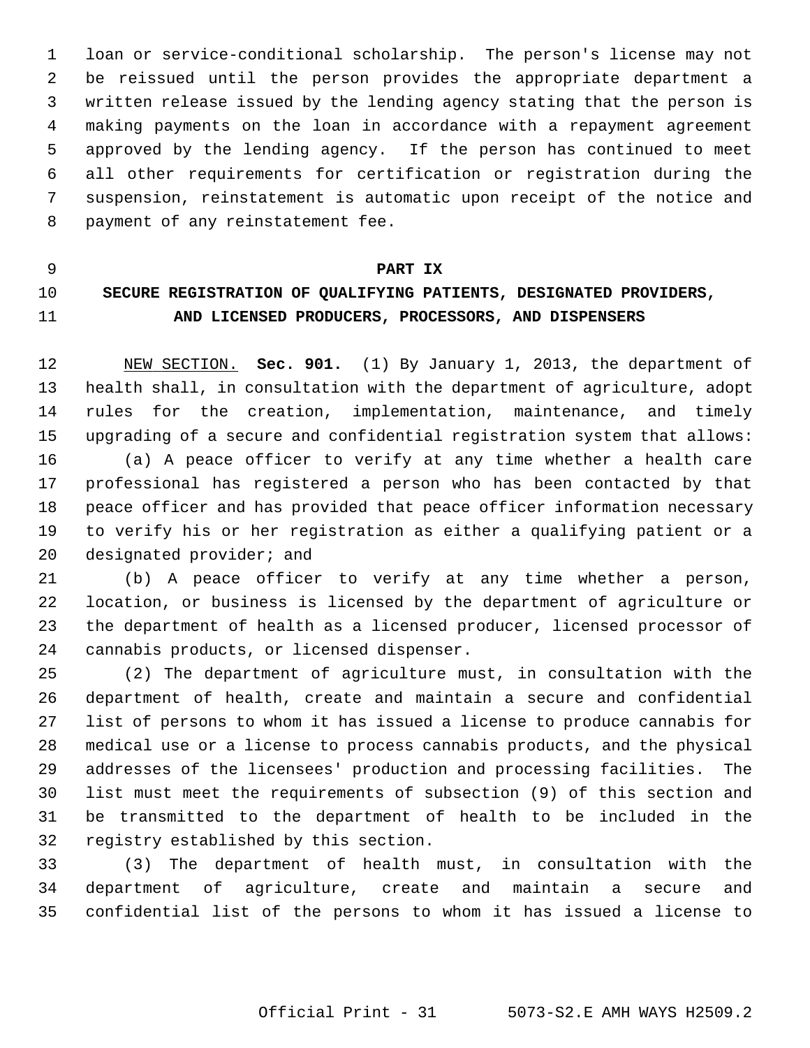loan or service-conditional scholarship. The person's license may not be reissued until the person provides the appropriate department a written release issued by the lending agency stating that the person is making payments on the loan in accordance with a repayment agreement approved by the lending agency. If the person has continued to meet all other requirements for certification or registration during the suspension, reinstatement is automatic upon receipt of the notice and payment of any reinstatement fee.

## PART IX
## SECURE REGISTRATION OF QUALIFYING PATIENTS, DESIGNATED PROVIDERS, AND LICENSED PRODUCERS, PROCESSORS, AND DISPENSERS

NEW SECTION. **Sec. 901.** (1) By January 1, 2013, the department of health shall, in consultation with the department of agriculture, adopt rules for the creation, implementation, maintenance, and timely upgrading of a secure and confidential registration system that allows:

(a) A peace officer to verify at any time whether a health care professional has registered a person who has been contacted by that peace officer and has provided that peace officer information necessary to verify his or her registration as either a qualifying patient or a designated provider; and

(b) A peace officer to verify at any time whether a person, location, or business is licensed by the department of agriculture or the department of health as a licensed producer, licensed processor of cannabis products, or licensed dispenser.

(2) The department of agriculture must, in consultation with the department of health, create and maintain a secure and confidential list of persons to whom it has issued a license to produce cannabis for medical use or a license to process cannabis products, and the physical addresses of the licensees' production and processing facilities. The list must meet the requirements of subsection (9) of this section and be transmitted to the department of health to be included in the registry established by this section.

(3) The department of health must, in consultation with the department of agriculture, create and maintain a secure and confidential list of the persons to whom it has issued a license to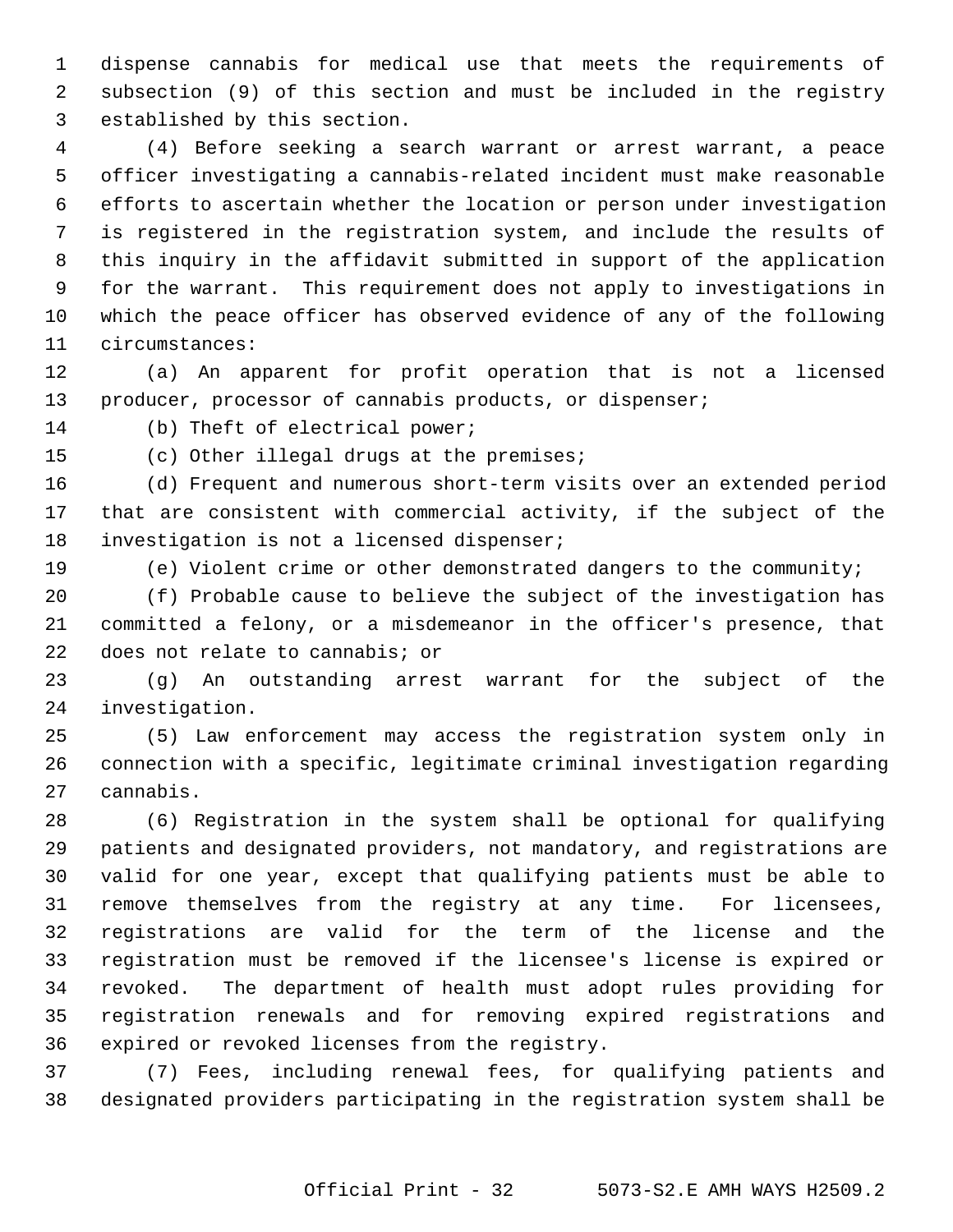dispense cannabis for medical use that meets the requirements of subsection (9) of this section and must be included in the registry established by this section.

(4) Before seeking a search warrant or arrest warrant, a peace officer investigating a cannabis-related incident must make reasonable efforts to ascertain whether the location or person under investigation is registered in the registration system, and include the results of this inquiry in the affidavit submitted in support of the application for the warrant. This requirement does not apply to investigations in which the peace officer has observed evidence of any of the following circumstances:

(a) An apparent for profit operation that is not a licensed producer, processor of cannabis products, or dispenser;

(b) Theft of electrical power;

(c) Other illegal drugs at the premises;

(d) Frequent and numerous short-term visits over an extended period that are consistent with commercial activity, if the subject of the investigation is not a licensed dispenser;

(e) Violent crime or other demonstrated dangers to the community;

(f) Probable cause to believe the subject of the investigation has committed a felony, or a misdemeanor in the officer's presence, that does not relate to cannabis; or

(g) An outstanding arrest warrant for the subject of the investigation.

(5) Law enforcement may access the registration system only in connection with a specific, legitimate criminal investigation regarding cannabis.

(6) Registration in the system shall be optional for qualifying patients and designated providers, not mandatory, and registrations are valid for one year, except that qualifying patients must be able to remove themselves from the registry at any time. For licensees, registrations are valid for the term of the license and the registration must be removed if the licensee's license is expired or revoked. The department of health must adopt rules providing for registration renewals and for removing expired registrations and expired or revoked licenses from the registry.

(7) Fees, including renewal fees, for qualifying patients and designated providers participating in the registration system shall be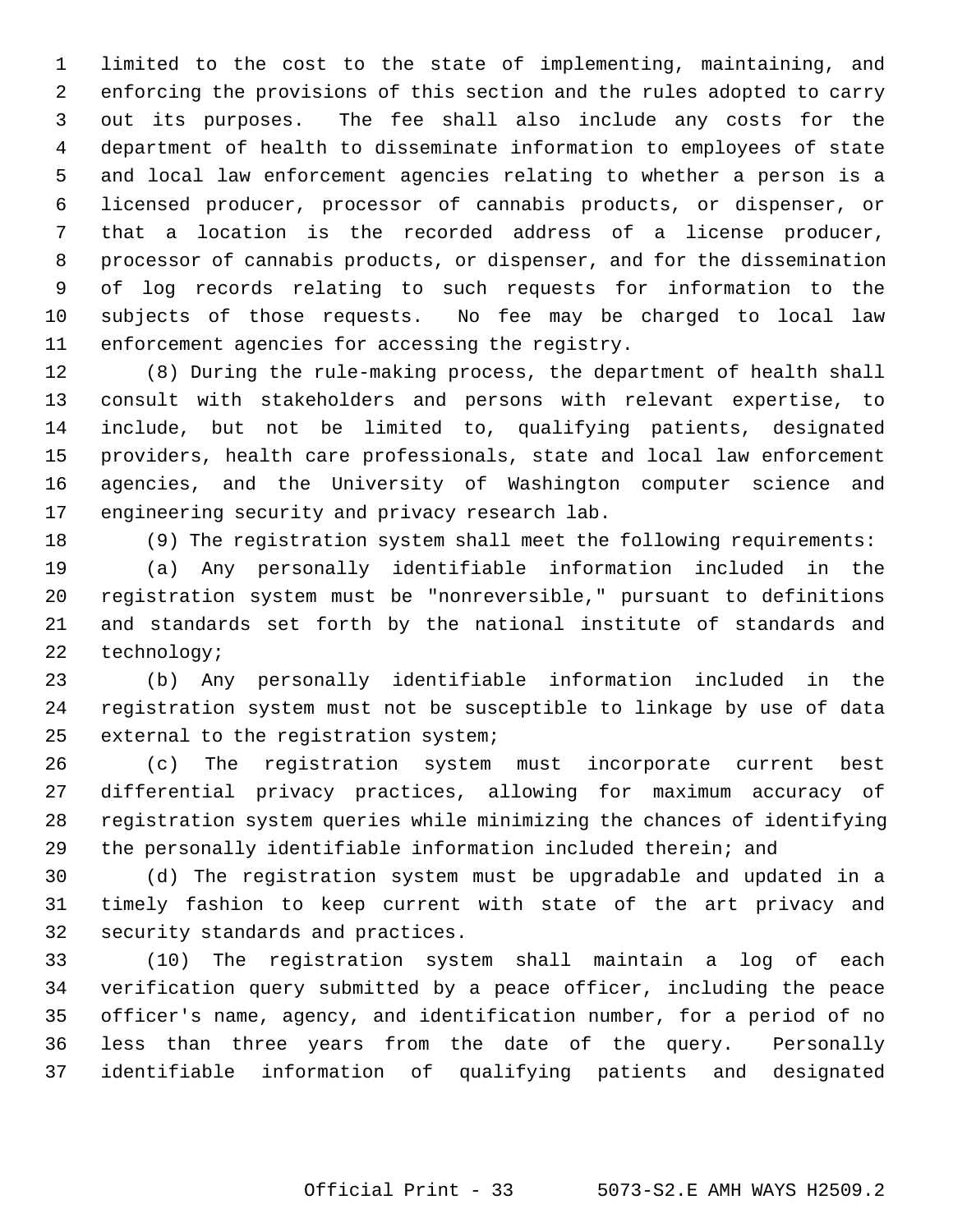limited to the cost to the state of implementing, maintaining, and enforcing the provisions of this section and the rules adopted to carry out its purposes. The fee shall also include any costs for the department of health to disseminate information to employees of state and local law enforcement agencies relating to whether a person is a licensed producer, processor of cannabis products, or dispenser, or that a location is the recorded address of a license producer, processor of cannabis products, or dispenser, and for the dissemination of log records relating to such requests for information to the subjects of those requests. No fee may be charged to local law enforcement agencies for accessing the registry.

(8) During the rule-making process, the department of health shall consult with stakeholders and persons with relevant expertise, to include, but not be limited to, qualifying patients, designated providers, health care professionals, state and local law enforcement agencies, and the University of Washington computer science and engineering security and privacy research lab.

(9) The registration system shall meet the following requirements:

(a) Any personally identifiable information included in the registration system must be "nonreversible," pursuant to definitions and standards set forth by the national institute of standards and technology;

(b) Any personally identifiable information included in the registration system must not be susceptible to linkage by use of data external to the registration system;

(c) The registration system must incorporate current best differential privacy practices, allowing for maximum accuracy of registration system queries while minimizing the chances of identifying the personally identifiable information included therein; and

(d) The registration system must be upgradable and updated in a timely fashion to keep current with state of the art privacy and security standards and practices.

(10) The registration system shall maintain a log of each verification query submitted by a peace officer, including the peace officer's name, agency, and identification number, for a period of no less than three years from the date of the query. Personally identifiable information of qualifying patients and designated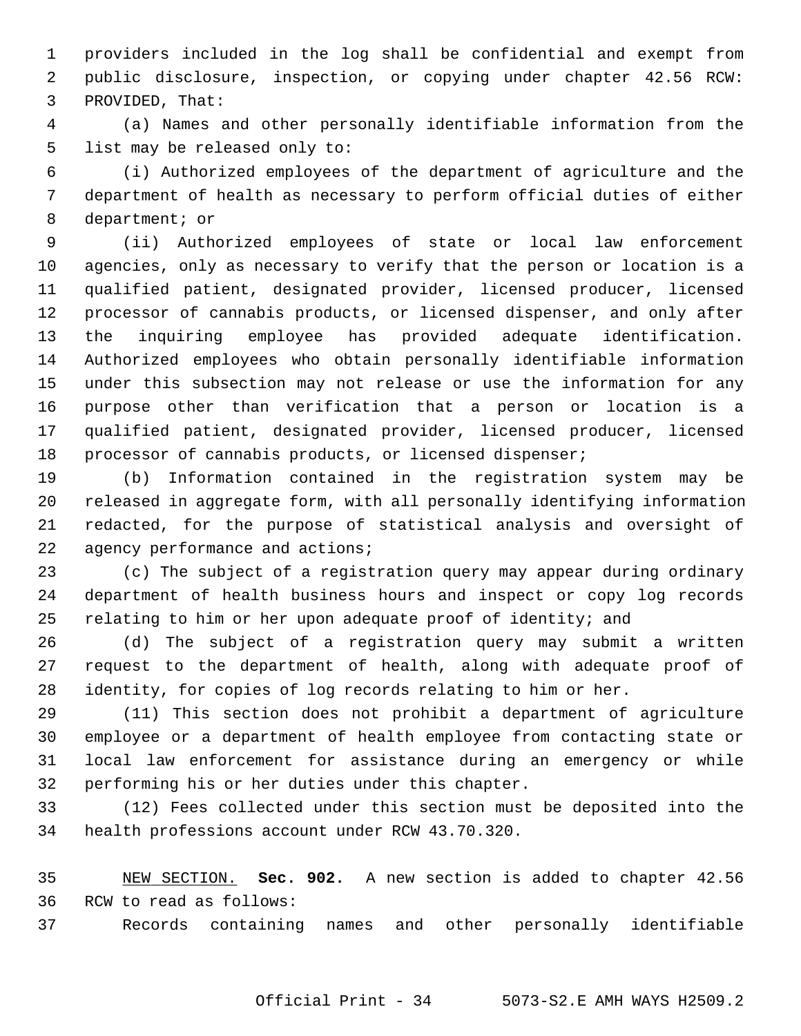providers included in the log shall be confidential and exempt from public disclosure, inspection, or copying under chapter 42.56 RCW: PROVIDED, That:

(a) Names and other personally identifiable information from the list may be released only to:

(i) Authorized employees of the department of agriculture and the department of health as necessary to perform official duties of either department; or

(ii) Authorized employees of state or local law enforcement agencies, only as necessary to verify that the person or location is a qualified patient, designated provider, licensed producer, licensed processor of cannabis products, or licensed dispenser, and only after the inquiring employee has provided adequate identification. Authorized employees who obtain personally identifiable information under this subsection may not release or use the information for any purpose other than verification that a person or location is a qualified patient, designated provider, licensed producer, licensed processor of cannabis products, or licensed dispenser;

(b) Information contained in the registration system may be released in aggregate form, with all personally identifying information redacted, for the purpose of statistical analysis and oversight of agency performance and actions;

(c) The subject of a registration query may appear during ordinary department of health business hours and inspect or copy log records relating to him or her upon adequate proof of identity; and

(d) The subject of a registration query may submit a written request to the department of health, along with adequate proof of identity, for copies of log records relating to him or her.

(11) This section does not prohibit a department of agriculture employee or a department of health employee from contacting state or local law enforcement for assistance during an emergency or while performing his or her duties under this chapter.

(12) Fees collected under this section must be deposited into the health professions account under RCW 43.70.320.

NEW SECTION. **Sec. 902.** A new section is added to chapter 42.56 RCW to read as follows:

Records containing names and other personally identifiable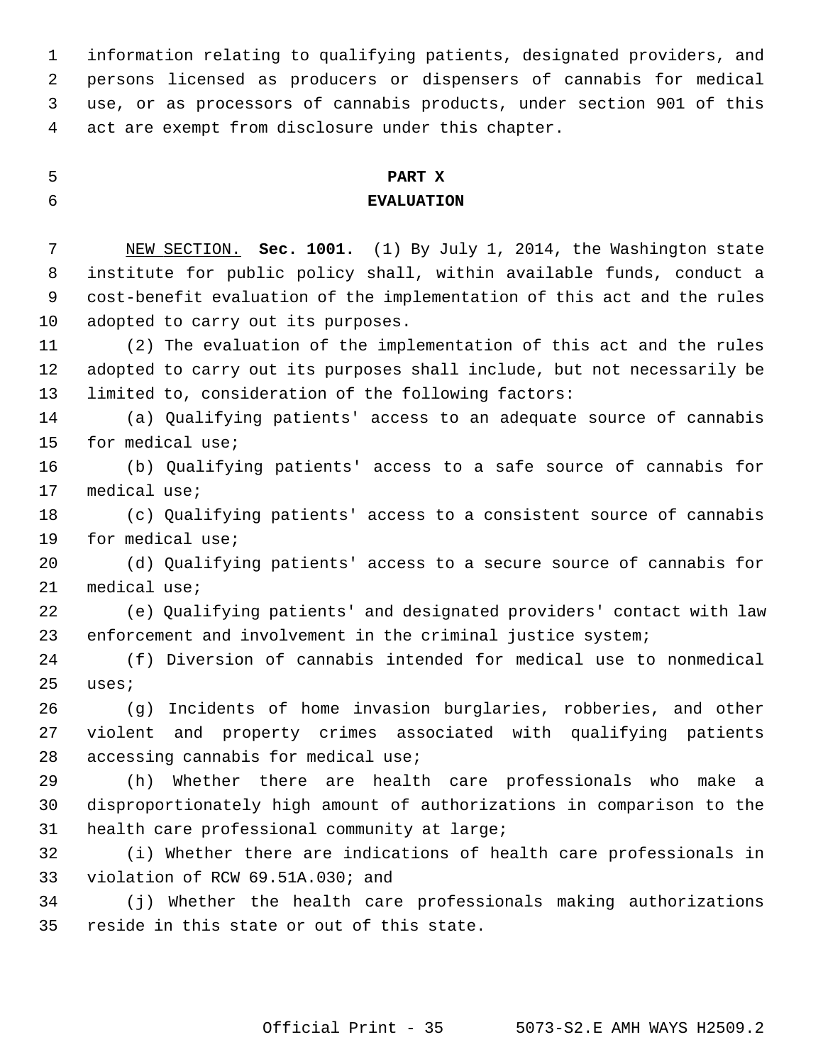information relating to qualifying patients, designated providers, and persons licensed as producers or dispensers of cannabis for medical use, or as processors of cannabis products, under section 901 of this act are exempt from disclosure under this chapter.

## PART X
## EVALUATION

NEW SECTION. **Sec. 1001.** (1) By July 1, 2014, the Washington state institute for public policy shall, within available funds, conduct a cost-benefit evaluation of the implementation of this act and the rules adopted to carry out its purposes.

(2) The evaluation of the implementation of this act and the rules adopted to carry out its purposes shall include, but not necessarily be limited to, consideration of the following factors:

(a) Qualifying patients' access to an adequate source of cannabis for medical use;

(b) Qualifying patients' access to a safe source of cannabis for medical use;

(c) Qualifying patients' access to a consistent source of cannabis for medical use;

(d) Qualifying patients' access to a secure source of cannabis for medical use;

(e) Qualifying patients' and designated providers' contact with law enforcement and involvement in the criminal justice system;

(f) Diversion of cannabis intended for medical use to nonmedical uses;

(g) Incidents of home invasion burglaries, robberies, and other violent and property crimes associated with qualifying patients accessing cannabis for medical use;

(h) Whether there are health care professionals who make a disproportionately high amount of authorizations in comparison to the health care professional community at large;

(i) Whether there are indications of health care professionals in violation of RCW 69.51A.030; and

(j) Whether the health care professionals making authorizations reside in this state or out of this state.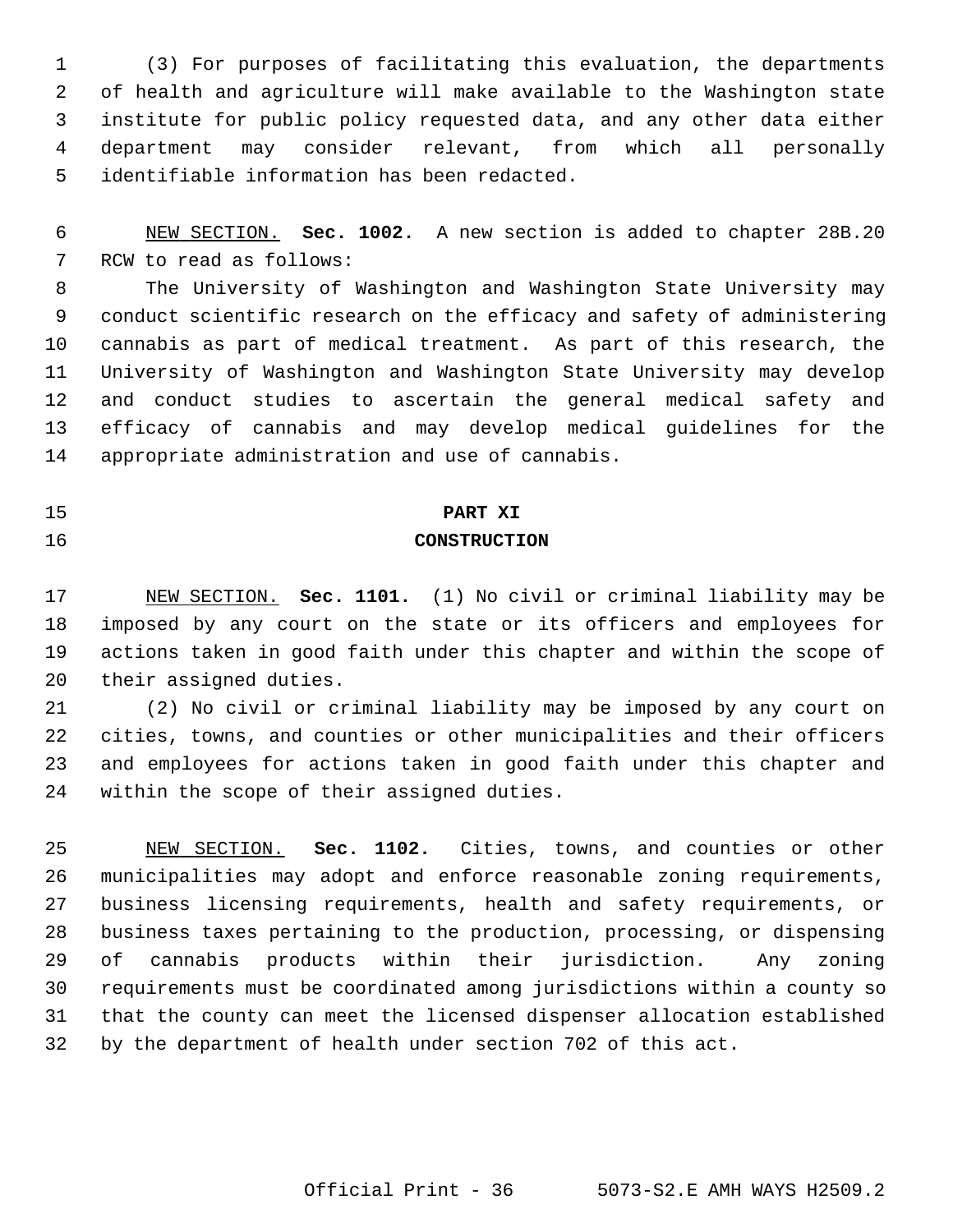(3) For purposes of facilitating this evaluation, the departments of health and agriculture will make available to the Washington state institute for public policy requested data, and any other data either department may consider relevant, from which all personally identifiable information has been redacted.

NEW SECTION. **Sec. 1002.** A new section is added to chapter 28B.20 RCW to read as follows:

The University of Washington and Washington State University may conduct scientific research on the efficacy and safety of administering cannabis as part of medical treatment. As part of this research, the University of Washington and Washington State University may develop and conduct studies to ascertain the general medical safety and efficacy of cannabis and may develop medical guidelines for the appropriate administration and use of cannabis.

## PART XI
## CONSTRUCTION

NEW SECTION. **Sec. 1101.** (1) No civil or criminal liability may be imposed by any court on the state or its officers and employees for actions taken in good faith under this chapter and within the scope of their assigned duties.

(2) No civil or criminal liability may be imposed by any court on cities, towns, and counties or other municipalities and their officers and employees for actions taken in good faith under this chapter and within the scope of their assigned duties.

NEW SECTION. **Sec. 1102.** Cities, towns, and counties or other municipalities may adopt and enforce reasonable zoning requirements, business licensing requirements, health and safety requirements, or business taxes pertaining to the production, processing, or dispensing of cannabis products within their jurisdiction. Any zoning requirements must be coordinated among jurisdictions within a county so that the county can meet the licensed dispenser allocation established by the department of health under section 702 of this act.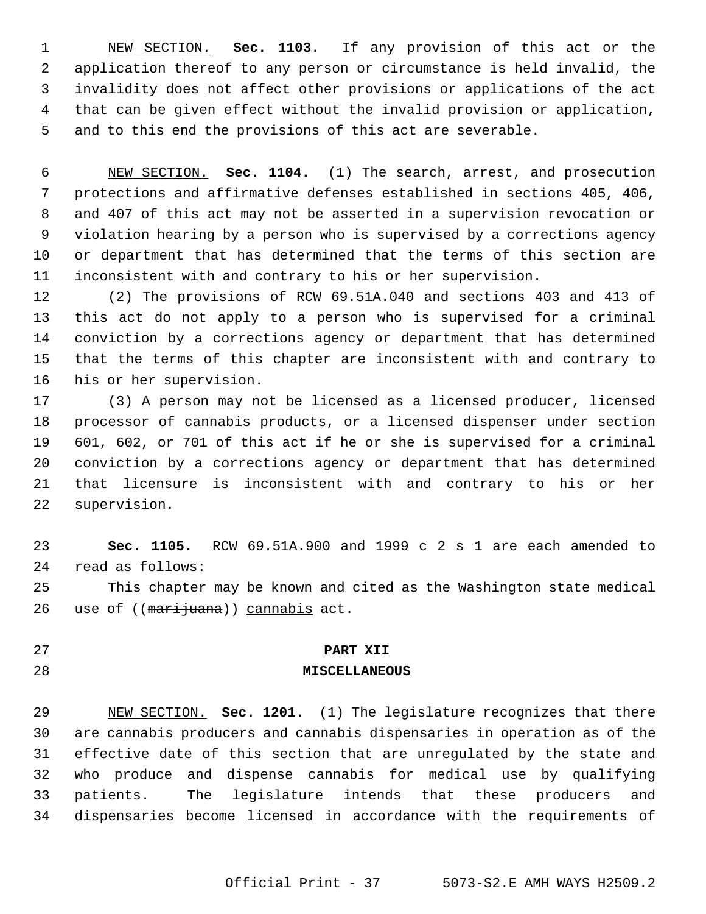NEW SECTION. **Sec. 1103.** If any provision of this act or the application thereof to any person or circumstance is held invalid, the invalidity does not affect other provisions or applications of the act that can be given effect without the invalid provision or application, and to this end the provisions of this act are severable.

NEW SECTION. **Sec. 1104.** (1) The search, arrest, and prosecution protections and affirmative defenses established in sections 405, 406, and 407 of this act may not be asserted in a supervision revocation or violation hearing by a person who is supervised by a corrections agency or department that has determined that the terms of this section are inconsistent with and contrary to his or her supervision.

(2) The provisions of RCW 69.51A.040 and sections 403 and 413 of this act do not apply to a person who is supervised for a criminal conviction by a corrections agency or department that has determined that the terms of this chapter are inconsistent with and contrary to his or her supervision.

(3) A person may not be licensed as a licensed producer, licensed processor of cannabis products, or a licensed dispenser under section 601, 602, or 701 of this act if he or she is supervised for a criminal conviction by a corrections agency or department that has determined that licensure is inconsistent with and contrary to his or her supervision.

**Sec. 1105.** RCW 69.51A.900 and 1999 c 2 s 1 are each amended to read as follows:

This chapter may be known and cited as the Washington state medical use of ((~~marijuana~~)) cannabis act.

**PART XII**

**MISCELLANEOUS**

NEW SECTION. **Sec. 1201.** (1) The legislature recognizes that there are cannabis producers and cannabis dispensaries in operation as of the effective date of this section that are unregulated by the state and who produce and dispense cannabis for medical use by qualifying patients. The legislature intends that these producers and dispensaries become licensed in accordance with the requirements of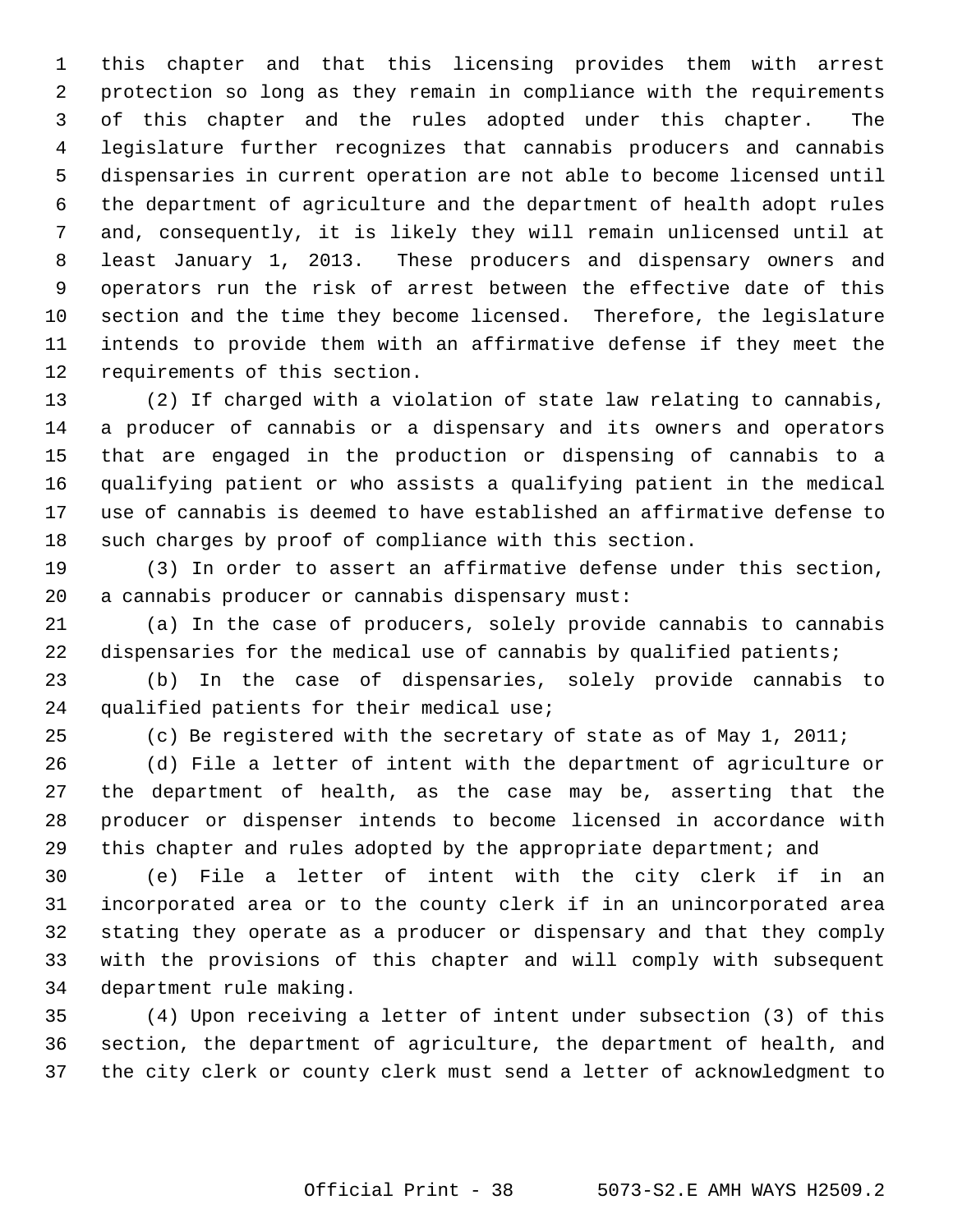this chapter and that this licensing provides them with arrest protection so long as they remain in compliance with the requirements of this chapter and the rules adopted under this chapter. The legislature further recognizes that cannabis producers and cannabis dispensaries in current operation are not able to become licensed until the department of agriculture and the department of health adopt rules and, consequently, it is likely they will remain unlicensed until at least January 1, 2013. These producers and dispensary owners and operators run the risk of arrest between the effective date of this section and the time they become licensed. Therefore, the legislature intends to provide them with an affirmative defense if they meet the requirements of this section.

(2) If charged with a violation of state law relating to cannabis, a producer of cannabis or a dispensary and its owners and operators that are engaged in the production or dispensing of cannabis to a qualifying patient or who assists a qualifying patient in the medical use of cannabis is deemed to have established an affirmative defense to such charges by proof of compliance with this section.

(3) In order to assert an affirmative defense under this section, a cannabis producer or cannabis dispensary must:

(a) In the case of producers, solely provide cannabis to cannabis dispensaries for the medical use of cannabis by qualified patients;

(b) In the case of dispensaries, solely provide cannabis to qualified patients for their medical use;

(c) Be registered with the secretary of state as of May 1, 2011;

(d) File a letter of intent with the department of agriculture or the department of health, as the case may be, asserting that the producer or dispenser intends to become licensed in accordance with this chapter and rules adopted by the appropriate department; and

(e) File a letter of intent with the city clerk if in an incorporated area or to the county clerk if in an unincorporated area stating they operate as a producer or dispensary and that they comply with the provisions of this chapter and will comply with subsequent department rule making.

(4) Upon receiving a letter of intent under subsection (3) of this section, the department of agriculture, the department of health, and the city clerk or county clerk must send a letter of acknowledgment to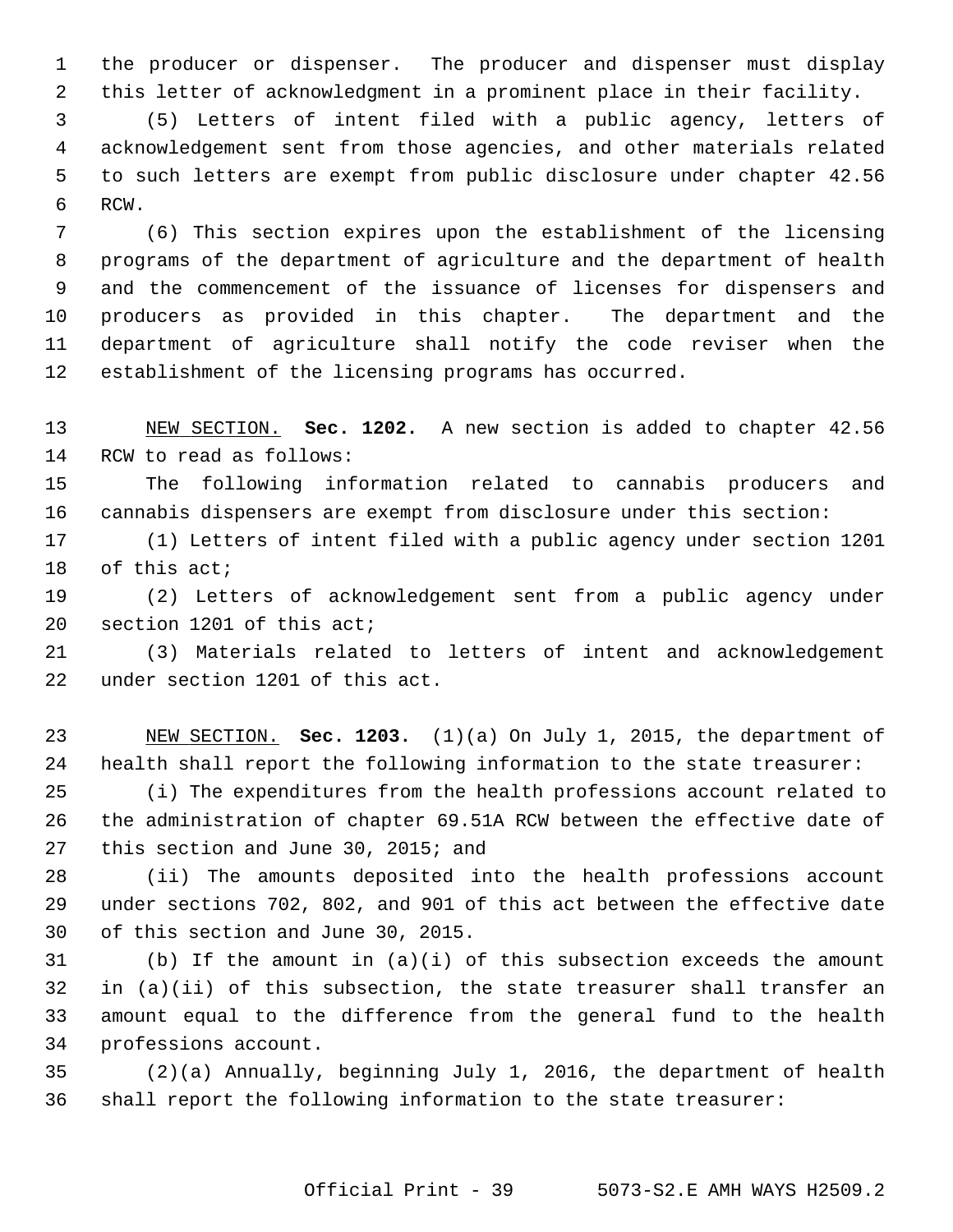the producer or dispenser. The producer and dispenser must display this letter of acknowledgment in a prominent place in their facility.

(5) Letters of intent filed with a public agency, letters of acknowledgement sent from those agencies, and other materials related to such letters are exempt from public disclosure under chapter 42.56 RCW.

(6) This section expires upon the establishment of the licensing programs of the department of agriculture and the department of health and the commencement of the issuance of licenses for dispensers and producers as provided in this chapter. The department and the department of agriculture shall notify the code reviser when the establishment of the licensing programs has occurred.

NEW SECTION. **Sec. 1202.** A new section is added to chapter 42.56 RCW to read as follows:

The following information related to cannabis producers and cannabis dispensers are exempt from disclosure under this section:

(1) Letters of intent filed with a public agency under section 1201 of this act;

(2) Letters of acknowledgement sent from a public agency under section 1201 of this act;

(3) Materials related to letters of intent and acknowledgement under section 1201 of this act.

NEW SECTION. **Sec. 1203.** (1)(a) On July 1, 2015, the department of health shall report the following information to the state treasurer:

(i) The expenditures from the health professions account related to the administration of chapter 69.51A RCW between the effective date of this section and June 30, 2015; and

(ii) The amounts deposited into the health professions account under sections 702, 802, and 901 of this act between the effective date of this section and June 30, 2015.

(b) If the amount in (a)(i) of this subsection exceeds the amount in (a)(ii) of this subsection, the state treasurer shall transfer an amount equal to the difference from the general fund to the health professions account.

(2)(a) Annually, beginning July 1, 2016, the department of health shall report the following information to the state treasurer: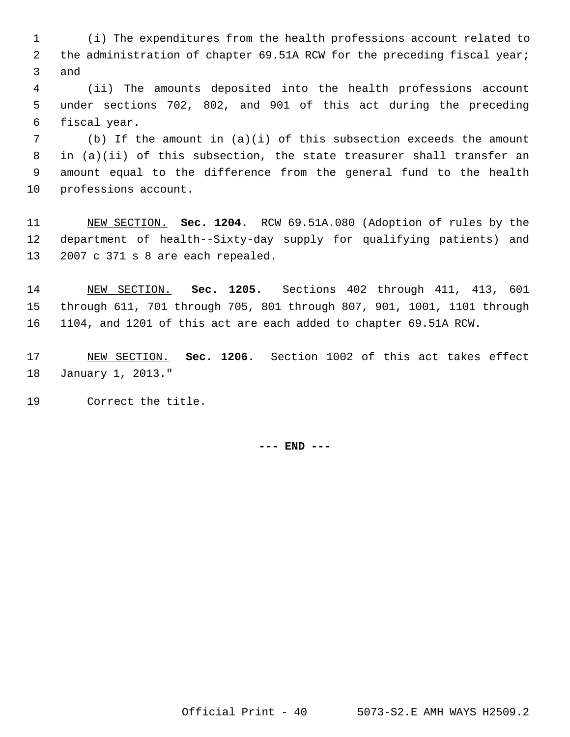(i) The expenditures from the health professions account related to the administration of chapter 69.51A RCW for the preceding fiscal year; and

(ii) The amounts deposited into the health professions account under sections 702, 802, and 901 of this act during the preceding fiscal year.

(b) If the amount in (a)(i) of this subsection exceeds the amount in (a)(ii) of this subsection, the state treasurer shall transfer an amount equal to the difference from the general fund to the health professions account.

NEW SECTION. **Sec. 1204.** RCW 69.51A.080 (Adoption of rules by the department of health--Sixty-day supply for qualifying patients) and 2007 c 371 s 8 are each repealed.

NEW SECTION. **Sec. 1205.** Sections 402 through 411, 413, 601 through 611, 701 through 705, 801 through 807, 901, 1001, 1101 through 1104, and 1201 of this act are each added to chapter 69.51A RCW.

NEW SECTION. **Sec. 1206.** Section 1002 of this act takes effect January 1, 2013."

Correct the title.

**--- END ---**